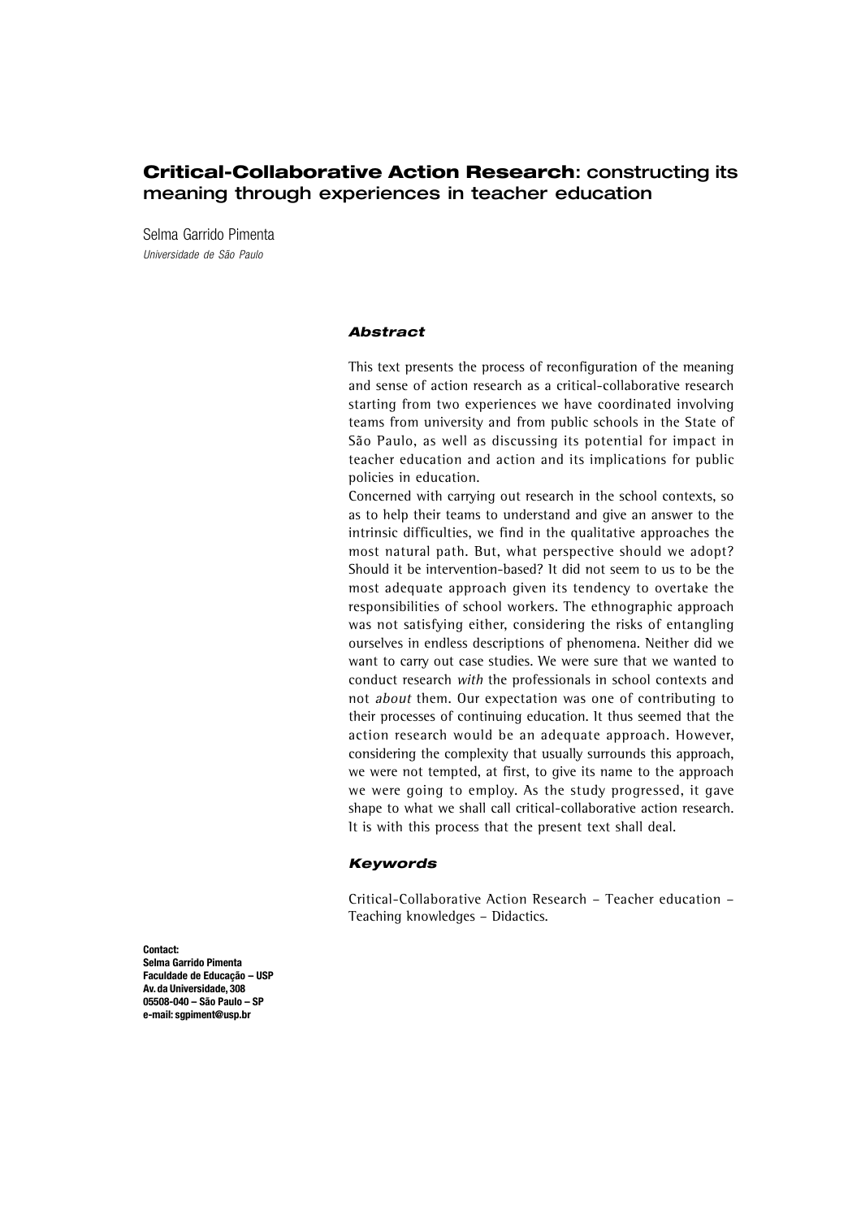# **Critical-Collaborative Action Research**: constructing its meaning through experiences in teacher education

Selma Garrido Pimenta
*Universidade de São Paulo*

### *Abstract*

This text presents the process of reconfiguration of the meaning and sense of action research as a critical-collaborative research starting from two experiences we have coordinated involving teams from university and from public schools in the State of São Paulo, as well as discussing its potential for impact in teacher education and action and its implications for public policies in education.

Concerned with carrying out research in the school contexts, so as to help their teams to understand and give an answer to the intrinsic difficulties, we find in the qualitative approaches the most natural path. But, what perspective should we adopt? Should it be intervention-based? It did not seem to us to be the most adequate approach given its tendency to overtake the responsibilities of school workers. The ethnographic approach was not satisfying either, considering the risks of entangling ourselves in endless descriptions of phenomena. Neither did we want to carry out case studies. We were sure that we wanted to conduct research *with* the professionals in school contexts and not *about* them. Our expectation was one of contributing to their processes of continuing education. It thus seemed that the action research would be an adequate approach. However, considering the complexity that usually surrounds this approach, we were not tempted, at first, to give its name to the approach we were going to employ. As the study progressed, it gave shape to what we shall call critical-collaborative action research. It is with this process that the present text shall deal.

### *Keywords*

Critical-Collaborative Action Research – Teacher education – Teaching knowledges – Didactics.

**Contact:**
**Selma Garrido Pimenta**
**Faculdade de Educação – USP**
**Av. da Universidade, 308**
**05508-040 – São Paulo – SP**
**e-mail: sgpiment@usp.br**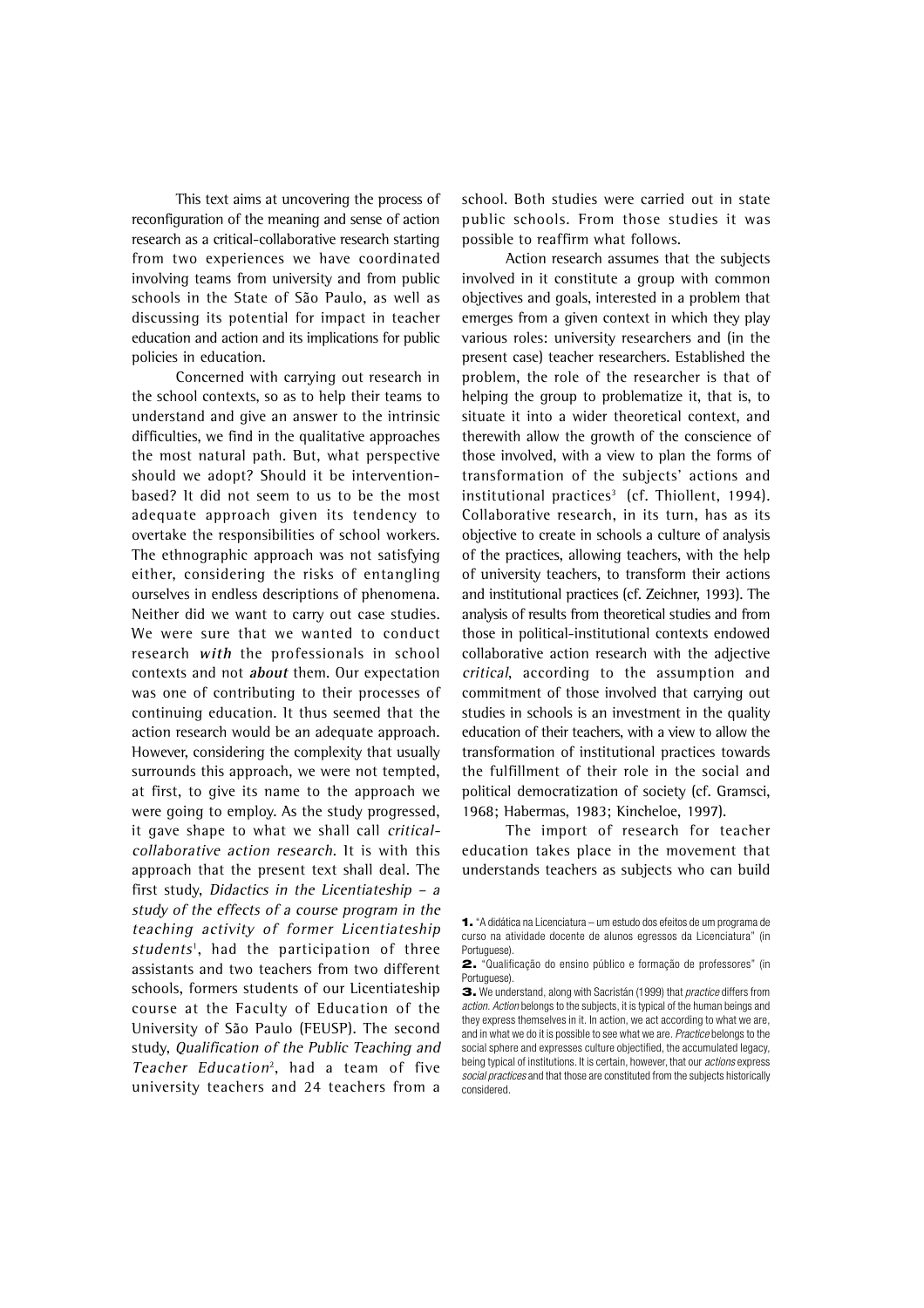This text aims at uncovering the process of reconfiguration of the meaning and sense of action research as a critical-collaborative research starting from two experiences we have coordinated involving teams from university and from public schools in the State of São Paulo, as well as discussing its potential for impact in teacher education and action and its implications for public policies in education.

Concerned with carrying out research in the school contexts, so as to help their teams to understand and give an answer to the intrinsic difficulties, we find in the qualitative approaches the most natural path. But, what perspective should we adopt? Should it be intervention-based? It did not seem to us to be the most adequate approach given its tendency to overtake the responsibilities of school workers. The ethnographic approach was not satisfying either, considering the risks of entangling ourselves in endless descriptions of phenomena. Neither did we want to carry out case studies. We were sure that we wanted to conduct research ***with*** the professionals in school contexts and not ***about*** them. Our expectation was one of contributing to their processes of continuing education. It thus seemed that the action research would be an adequate approach. However, considering the complexity that usually surrounds this approach, we were not tempted, at first, to give its name to the approach we were going to employ. As the study progressed, it gave shape to what we shall call *critical-collaborative action research*. It is with this approach that the present text shall deal. The first study, *Didactics in the Licentiateship – a study of the effects of a course program in the teaching activity of former Licentiateship students*[1], had the participation of three assistants and two teachers from two different schools, formers students of our Licentiateship course at the Faculty of Education of the University of São Paulo (FEUSP). The second study, *Qualification of the Public Teaching and Teacher Education*[2], had a team of five university teachers and 24 teachers from a school. Both studies were carried out in state public schools. From those studies it was possible to reaffirm what follows.

Action research assumes that the subjects involved in it constitute a group with common objectives and goals, interested in a problem that emerges from a given context in which they play various roles: university researchers and (in the present case) teacher researchers. Established the problem, the role of the researcher is that of helping the group to problematize it, that is, to situate it into a wider theoretical context, and therewith allow the growth of the conscience of those involved, with a view to plan the forms of transformation of the subjects' actions and institutional practices[3] (cf. Thiollent, 1994). Collaborative research, in its turn, has as its objective to create in schools a culture of analysis of the practices, allowing teachers, with the help of university teachers, to transform their actions and institutional practices (cf. Zeichner, 1993). The analysis of results from theoretical studies and from those in political-institutional contexts endowed collaborative action research with the adjective *critical*, according to the assumption and commitment of those involved that carrying out studies in schools is an investment in the quality education of their teachers, with a view to allow the transformation of institutional practices towards the fulfillment of their role in the social and political democratization of society (cf. Gramsci, 1968; Habermas, 1983; Kincheloe, 1997).

The import of research for teacher education takes place in the movement that understands teachers as subjects who can build

---

**1.** "A didática na Licenciatura – um estudo dos efeitos de um programa de curso na atividade docente de alunos egressos da Licenciatura" (in Portuguese).

**2.** "Qualificação do ensino público e formação de professores" (in Portuguese).

**3.** We understand, along with Sacristán (1999) that *practice* differs from *action*. *Action* belongs to the subjects, it is typical of the human beings and they express themselves in it. In action, we act according to what we are, and in what we do it is possible to see what we are. *Practice* belongs to the social sphere and expresses culture objectified, the accumulated legacy, being typical of institutions. It is certain, however, that our *actions* express *social practices* and that those are constituted from the subjects historically considered.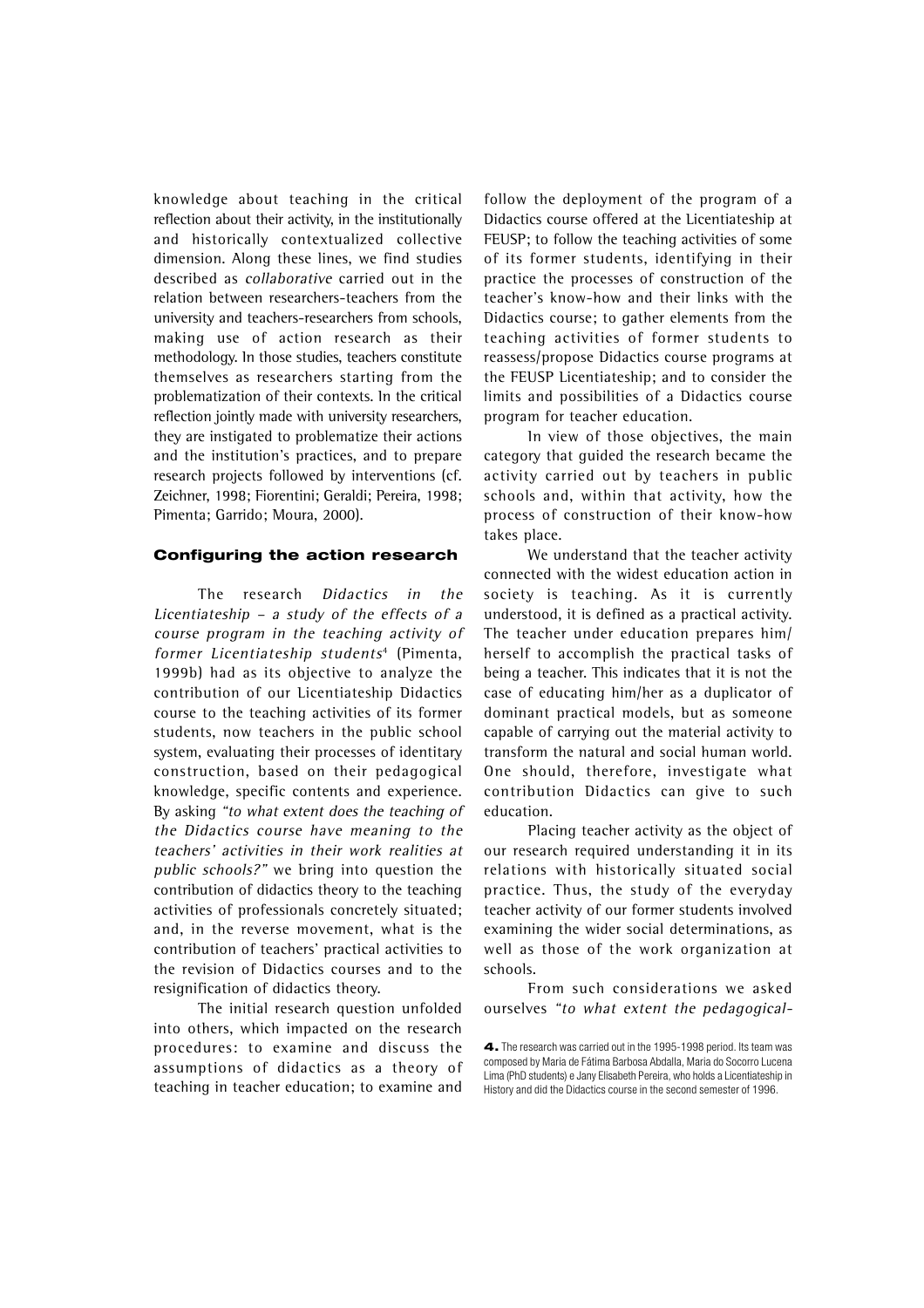knowledge about teaching in the critical reflection about their activity, in the institutionally and historically contextualized collective dimension. Along these lines, we find studies described as *collaborative* carried out in the relation between researchers-teachers from the university and teachers-researchers from schools, making use of action research as their methodology. In those studies, teachers constitute themselves as researchers starting from the problematization of their contexts. In the critical reflection jointly made with university researchers, they are instigated to problematize their actions and the institution's practices, and to prepare research projects followed by interventions (cf. Zeichner, 1998; Fiorentini; Geraldi; Pereira, 1998; Pimenta; Garrido; Moura, 2000).

## Configuring the action research

The research *Didactics in the Licentiateship – a study of the effects of a course program in the teaching activity of former Licentiateship students*[4] (Pimenta, 1999b) had as its objective to analyze the contribution of our Licentiateship Didactics course to the teaching activities of its former students, now teachers in the public school system, evaluating their processes of identitary construction, based on their pedagogical knowledge, specific contents and experience. By asking *"to what extent does the teaching of the Didactics course have meaning to the teachers' activities in their work realities at public schools?"* we bring into question the contribution of didactics theory to the teaching activities of professionals concretely situated; and, in the reverse movement, what is the contribution of teachers' practical activities to the revision of Didactics courses and to the resignification of didactics theory.

The initial research question unfolded into others, which impacted on the research procedures: to examine and discuss the assumptions of didactics as a theory of teaching in teacher education; to examine and follow the deployment of the program of a Didactics course offered at the Licentiateship at FEUSP; to follow the teaching activities of some of its former students, identifying in their practice the processes of construction of the teacher's know-how and their links with the Didactics course; to gather elements from the teaching activities of former students to reassess/propose Didactics course programs at the FEUSP Licentiateship; and to consider the limits and possibilities of a Didactics course program for teacher education.

In view of those objectives, the main category that guided the research became the activity carried out by teachers in public schools and, within that activity, how the process of construction of their know-how takes place.

We understand that the teacher activity connected with the widest education action in society is teaching. As it is currently understood, it is defined as a practical activity. The teacher under education prepares him/herself to accomplish the practical tasks of being a teacher. This indicates that it is not the case of educating him/her as a duplicator of dominant practical models, but as someone capable of carrying out the material activity to transform the natural and social human world. One should, therefore, investigate what contribution Didactics can give to such education.

Placing teacher activity as the object of our research required understanding it in its relations with historically situated social practice. Thus, the study of the everyday teacher activity of our former students involved examining the wider social determinations, as well as those of the work organization at schools.

From such considerations we asked ourselves *"to what extent the pedagogical-*

---

**4.** The research was carried out in the 1995-1998 period. Its team was composed by Maria de Fátima Barbosa Abdalla, Maria do Socorro Lucena Lima (PhD students) e Jany Elisabeth Pereira, who holds a Licentiateship in History and did the Didactics course in the second semester of 1996.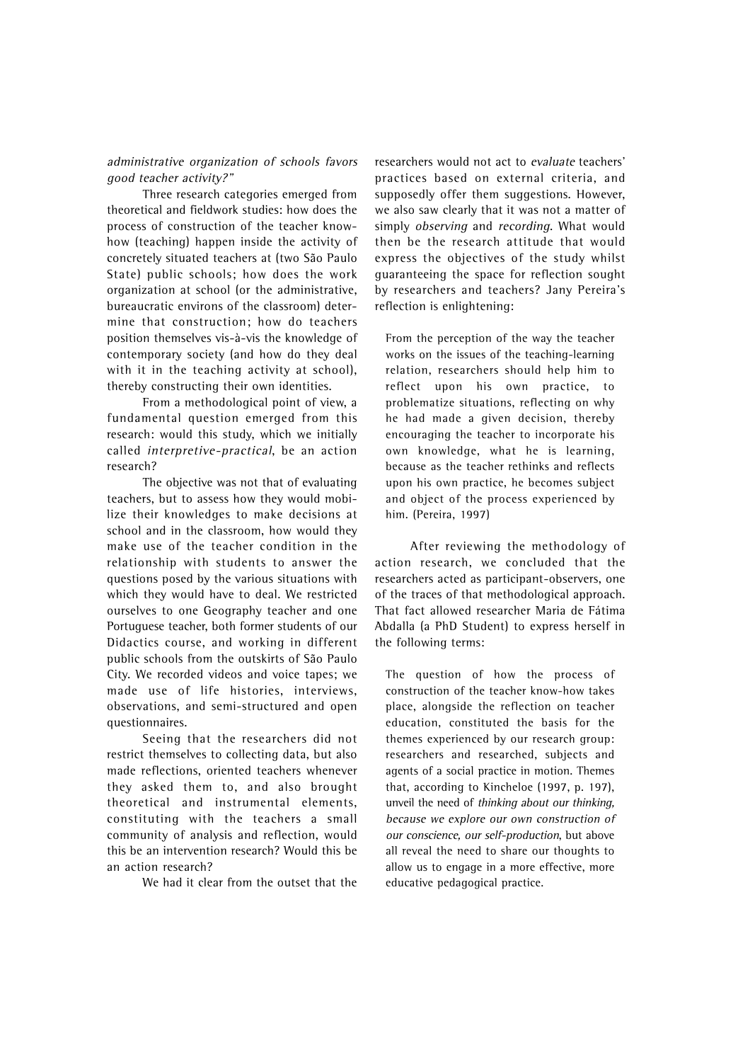*administrative organization of schools favors good teacher activity?"*

Three research categories emerged from theoretical and fieldwork studies: how does the process of construction of the teacher know-how (teaching) happen inside the activity of concretely situated teachers at (two São Paulo State) public schools; how does the work organization at school (or the administrative, bureaucratic environs of the classroom) determine that construction; how do teachers position themselves vis-à-vis the knowledge of contemporary society (and how do they deal with it in the teaching activity at school), thereby constructing their own identities.

From a methodological point of view, a fundamental question emerged from this research: would this study, which we initially called *interpretive-practical*, be an action research?

The objective was not that of evaluating teachers, but to assess how they would mobilize their knowledges to make decisions at school and in the classroom, how would they make use of the teacher condition in the relationship with students to answer the questions posed by the various situations with which they would have to deal. We restricted ourselves to one Geography teacher and one Portuguese teacher, both former students of our Didactics course, and working in different public schools from the outskirts of São Paulo City. We recorded videos and voice tapes; we made use of life histories, interviews, observations, and semi-structured and open questionnaires.

Seeing that the researchers did not restrict themselves to collecting data, but also made reflections, oriented teachers whenever they asked them to, and also brought theoretical and instrumental elements, constituting with the teachers a small community of analysis and reflection, would this be an intervention research? Would this be an action research?

We had it clear from the outset that the researchers would not act to *evaluate* teachers' practices based on external criteria, and supposedly offer them suggestions. However, we also saw clearly that it was not a matter of simply *observing* and *recording*. What would then be the research attitude that would express the objectives of the study whilst guaranteeing the space for reflection sought by researchers and teachers? Jany Pereira's reflection is enlightening:

> From the perception of the way the teacher works on the issues of the teaching-learning relation, researchers should help him to reflect upon his own practice, to problematize situations, reflecting on why he had made a given decision, thereby encouraging the teacher to incorporate his own knowledge, what he is learning, because as the teacher rethinks and reflects upon his own practice, he becomes subject and object of the process experienced by him. (Pereira, 1997)

After reviewing the methodology of action research, we concluded that the researchers acted as participant-observers, one of the traces of that methodological approach. That fact allowed researcher Maria de Fátima Abdalla (a PhD Student) to express herself in the following terms:

> The question of how the process of construction of the teacher know-how takes place, alongside the reflection on teacher education, constituted the basis for the themes experienced by our research group: researchers and researched, subjects and agents of a social practice in motion. Themes that, according to Kincheloe (1997, p. 197), unveil the need of *thinking about our thinking, because we explore our own construction of our conscience, our self-production*, but above all reveal the need to share our thoughts to allow us to engage in a more effective, more educative pedagogical practice.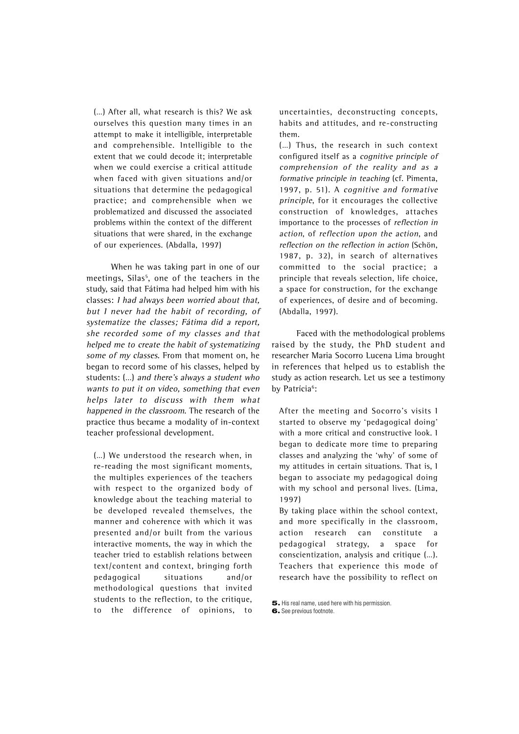> (...) After all, what research is this? We ask ourselves this question many times in an attempt to make it intelligible, interpretable and comprehensible. Intelligible to the extent that we could decode it; interpretable when we could exercise a critical attitude when faced with given situations and/or situations that determine the pedagogical practice; and comprehensible when we problematized and discussed the associated problems within the context of the different situations that were shared, in the exchange of our experiences. (Abdalla, 1997)

When he was taking part in one of our meetings, Silas[5], one of the teachers in the study, said that Fátima had helped him with his classes: *I had always been worried about that, but I never had the habit of recording, of systematize the classes; Fátima did a report, she recorded some of my classes and that helped me to create the habit of systematizing some of my classes.* From that moment on, he began to record some of his classes, helped by students: (...) *and there's always a student who wants to put it on video, something that even helps later to discuss with them what happened in the classroom.* The research of the practice thus became a modality of in-context teacher professional development.

> (...) We understood the research when, in re-reading the most significant moments, the multiples experiences of the teachers with respect to the organized body of knowledge about the teaching material to be developed revealed themselves, the manner and coherence with which it was presented and/or built from the various interactive moments, the way in which the teacher tried to establish relations between text/content and context, bringing forth pedagogical situations and/or methodological questions that invited students to the reflection, to the critique, to the difference of opinions, to uncertainties, deconstructing concepts, habits and attitudes, and re-constructing them.
>
> (...) Thus, the research in such context configured itself as a *cognitive principle of comprehension of the reality and as a formative principle in teaching* (cf. Pimenta, 1997, p. 51). A *cognitive and formative principle*, for it encourages the collective construction of knowledges, attaches importance to the processes of *reflection in action*, of *reflection upon the action*, and *reflection on the reflection in action* (Schön, 1987, p. 32), in search of alternatives committed to the social practice; a principle that reveals selection, life choice, a space for construction, for the exchange of experiences, of desire and of becoming. (Abdalla, 1997).

Faced with the methodological problems raised by the study, the PhD student and researcher Maria Socorro Lucena Lima brought in references that helped us to establish the study as action research. Let us see a testimony by Patrícia[6]:

> After the meeting and Socorro's visits I started to observe my 'pedagogical doing' with a more critical and constructive look. I began to dedicate more time to preparing classes and analyzing the 'why' of some of my attitudes in certain situations. That is, I began to associate my pedagogical doing with my school and personal lives. (Lima, 1997)
>
> By taking place within the school context, and more specifically in the classroom, action research can constitute a pedagogical strategy, a space for conscientization, analysis and critique (...). Teachers that experience this mode of research have the possibility to reflect on

5. His real name, used here with his permission.
6. See previous footnote.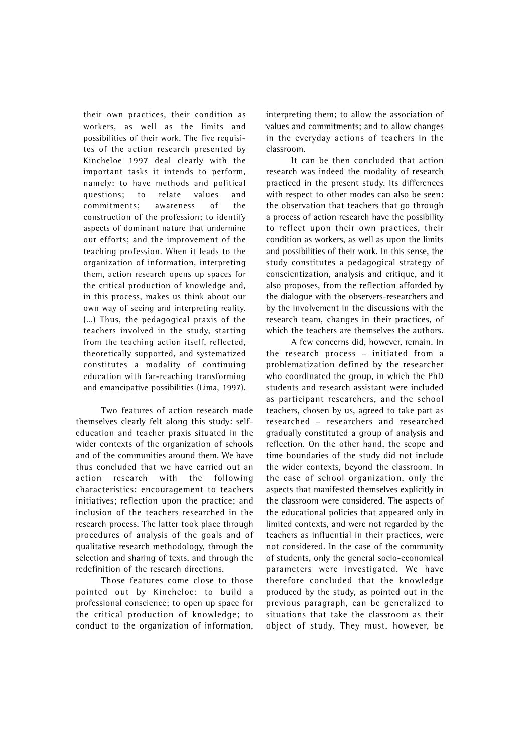their own practices, their condition as workers, as well as the limits and possibilities of their work. The five requisites of the action research presented by Kincheloe 1997 deal clearly with the important tasks it intends to perform, namely: to have methods and political questions; to relate values and commitments; awareness of the construction of the profession; to identify aspects of dominant nature that undermine our efforts; and the improvement of the teaching profession. When it leads to the organization of information, interpreting them, action research opens up spaces for the critical production of knowledge and, in this process, makes us think about our own way of seeing and interpreting reality. (...) Thus, the pedagogical praxis of the teachers involved in the study, starting from the teaching action itself, reflected, theoretically supported, and systematized constitutes a modality of continuing education with far-reaching transforming and emancipative possibilities (Lima, 1997).

Two features of action research made themselves clearly felt along this study: self-education and teacher praxis situated in the wider contexts of the organization of schools and of the communities around them. We have thus concluded that we have carried out an action research with the following characteristics: encouragement to teachers initiatives; reflection upon the practice; and inclusion of the teachers researched in the research process. The latter took place through procedures of analysis of the goals and of qualitative research methodology, through the selection and sharing of texts, and through the redefinition of the research directions.

Those features come close to those pointed out by Kincheloe: to build a professional conscience; to open up space for the critical production of knowledge; to conduct to the organization of information, interpreting them; to allow the association of values and commitments; and to allow changes in the everyday actions of teachers in the classroom.

It can be then concluded that action research was indeed the modality of research practiced in the present study. Its differences with respect to other modes can also be seen: the observation that teachers that go through a process of action research have the possibility to reflect upon their own practices, their condition as workers, as well as upon the limits and possibilities of their work. In this sense, the study constitutes a pedagogical strategy of conscientization, analysis and critique, and it also proposes, from the reflection afforded by the dialogue with the observers-researchers and by the involvement in the discussions with the research team, changes in their practices, of which the teachers are themselves the authors.

A few concerns did, however, remain. In the research process – initiated from a problematization defined by the researcher who coordinated the group, in which the PhD students and research assistant were included as participant researchers, and the school teachers, chosen by us, agreed to take part as researched – researchers and researched gradually constituted a group of analysis and reflection. On the other hand, the scope and time boundaries of the study did not include the wider contexts, beyond the classroom. In the case of school organization, only the aspects that manifested themselves explicitly in the classroom were considered. The aspects of the educational policies that appeared only in limited contexts, and were not regarded by the teachers as influential in their practices, were not considered. In the case of the community of students, only the general socio-economical parameters were investigated. We have therefore concluded that the knowledge produced by the study, as pointed out in the previous paragraph, can be generalized to situations that take the classroom as their object of study. They must, however, be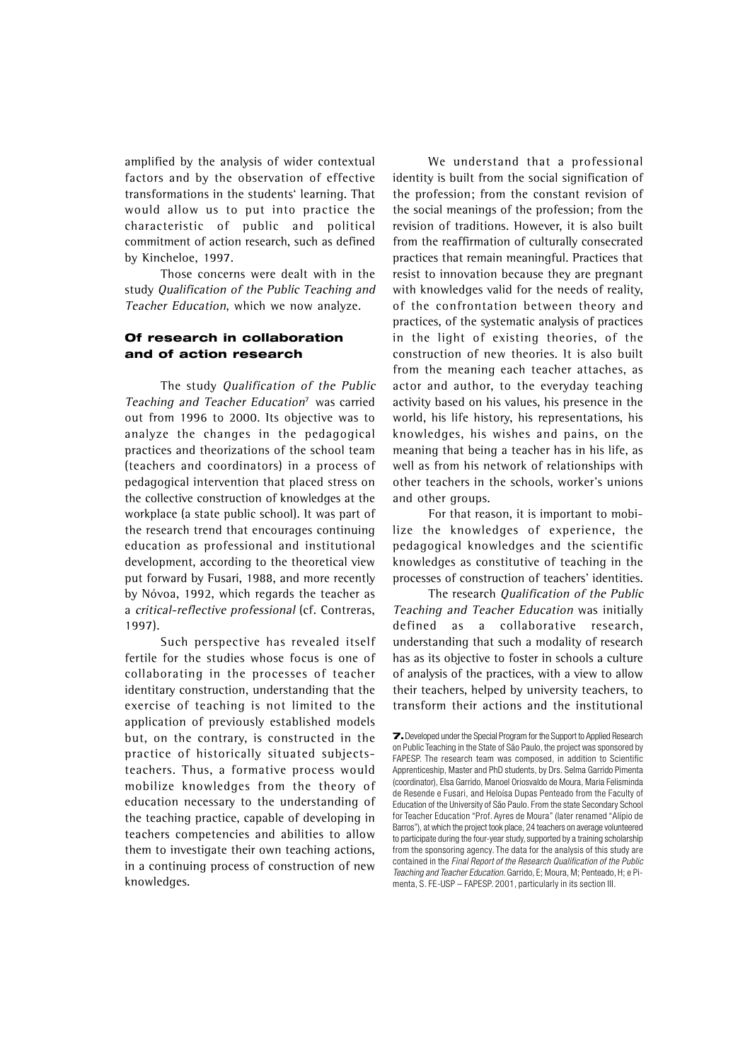amplified by the analysis of wider contextual factors and by the observation of effective transformations in the students' learning. That would allow us to put into practice the characteristic of public and political commitment of action research, such as defined by Kincheloe, 1997.

Those concerns were dealt with in the study *Qualification of the Public Teaching and Teacher Education*, which we now analyze.

## Of research in collaboration and of action research

The study *Qualification of the Public Teaching and Teacher Education*[7] was carried out from 1996 to 2000. Its objective was to analyze the changes in the pedagogical practices and theorizations of the school team (teachers and coordinators) in a process of pedagogical intervention that placed stress on the collective construction of knowledges at the workplace (a state public school). It was part of the research trend that encourages continuing education as professional and institutional development, according to the theoretical view put forward by Fusari, 1988, and more recently by Nóvoa, 1992, which regards the teacher as a *critical-reflective professional* (cf. Contreras, 1997).

Such perspective has revealed itself fertile for the studies whose focus is one of collaborating in the processes of teacher identitary construction, understanding that the exercise of teaching is not limited to the application of previously established models but, on the contrary, is constructed in the practice of historically situated subjects-teachers. Thus, a formative process would mobilize knowledges from the theory of education necessary to the understanding of the teaching practice, capable of developing in teachers competencies and abilities to allow them to investigate their own teaching actions, in a continuing process of construction of new knowledges.

We understand that a professional identity is built from the social signification of the profession; from the constant revision of the social meanings of the profession; from the revision of traditions. However, it is also built from the reaffirmation of culturally consecrated practices that remain meaningful. Practices that resist to innovation because they are pregnant with knowledges valid for the needs of reality, of the confrontation between theory and practices, of the systematic analysis of practices in the light of existing theories, of the construction of new theories. It is also built from the meaning each teacher attaches, as actor and author, to the everyday teaching activity based on his values, his presence in the world, his life history, his representations, his knowledges, his wishes and pains, on the meaning that being a teacher has in his life, as well as from his network of relationships with other teachers in the schools, worker's unions and other groups.

For that reason, it is important to mobilize the knowledges of experience, the pedagogical knowledges and the scientific knowledges as constitutive of teaching in the processes of construction of teachers' identities.

The research *Qualification of the Public Teaching and Teacher Education* was initially defined as a collaborative research, understanding that such a modality of research has as its objective to foster in schools a culture of analysis of the practices, with a view to allow their teachers, helped by university teachers, to transform their actions and the institutional

**7.** Developed under the Special Program for the Support to Applied Research on Public Teaching in the State of São Paulo, the project was sponsored by FAPESP. The research team was composed, in addition to Scientific Apprenticeship, Master and PhD students, by Drs. Selma Garrido Pimenta (coordinator), Elsa Garrido, Manoel Oriosvaldo de Moura, Maria Felisminda de Resende e Fusari, and Heloísa Dupas Penteado from the Faculty of Education of the University of São Paulo. From the state Secondary School for Teacher Education "Prof. Ayres de Moura" (later renamed "Alípio de Barros"), at which the project took place, 24 teachers on average volunteered to participate during the four-year study, supported by a training scholarship from the sponsoring agency. The data for the analysis of this study are contained in the *Final Report of the Research Qualification of the Public Teaching and Teacher Education*. Garrido, E; Moura, M; Penteado, H; e Pimenta, S. FE-USP – FAPESP. 2001, particularly in its section III.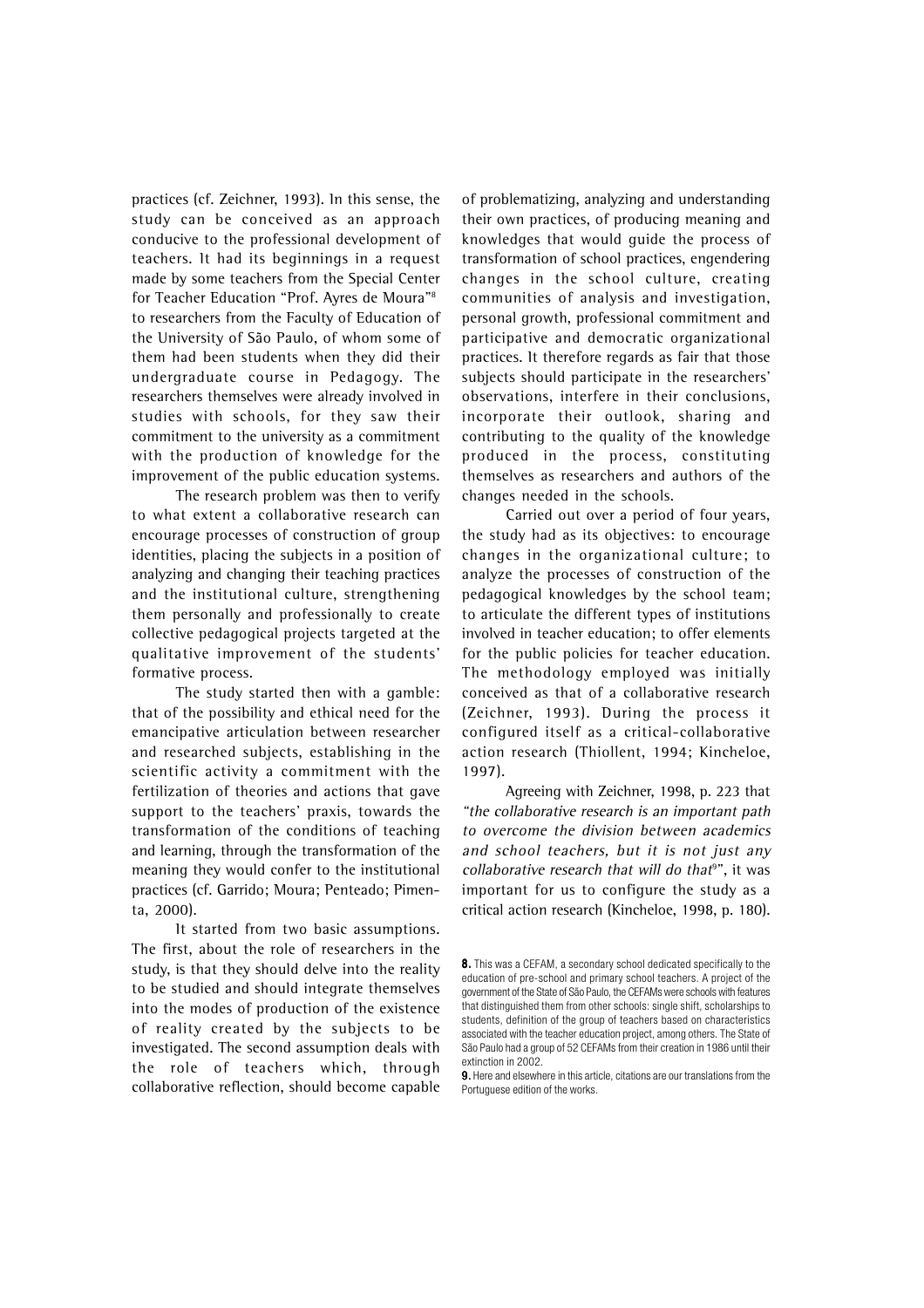practices (cf. Zeichner, 1993). In this sense, the study can be conceived as an approach conducive to the professional development of teachers. It had its beginnings in a request made by some teachers from the Special Center for Teacher Education "Prof. Ayres de Moura"[8] to researchers from the Faculty of Education of the University of São Paulo, of whom some of them had been students when they did their undergraduate course in Pedagogy. The researchers themselves were already involved in studies with schools, for they saw their commitment to the university as a commitment with the production of knowledge for the improvement of the public education systems.

The research problem was then to verify to what extent a collaborative research can encourage processes of construction of group identities, placing the subjects in a position of analyzing and changing their teaching practices and the institutional culture, strengthening them personally and professionally to create collective pedagogical projects targeted at the qualitative improvement of the students' formative process.

The study started then with a gamble: that of the possibility and ethical need for the emancipative articulation between researcher and researched subjects, establishing in the scientific activity a commitment with the fertilization of theories and actions that gave support to the teachers' praxis, towards the transformation of the conditions of teaching and learning, through the transformation of the meaning they would confer to the institutional practices (cf. Garrido; Moura; Penteado; Pimenta, 2000).

It started from two basic assumptions. The first, about the role of researchers in the study, is that they should delve into the reality to be studied and should integrate themselves into the modes of production of the existence of reality created by the subjects to be investigated. The second assumption deals with the role of teachers which, through collaborative reflection, should become capable of problematizing, analyzing and understanding their own practices, of producing meaning and knowledges that would guide the process of transformation of school practices, engendering changes in the school culture, creating communities of analysis and investigation, personal growth, professional commitment and participative and democratic organizational practices. It therefore regards as fair that those subjects should participate in the researchers' observations, interfere in their conclusions, incorporate their outlook, sharing and contributing to the quality of the knowledge produced in the process, constituting themselves as researchers and authors of the changes needed in the schools.

Carried out over a period of four years, the study had as its objectives: to encourage changes in the organizational culture; to analyze the processes of construction of the pedagogical knowledges by the school team; to articulate the different types of institutions involved in teacher education; to offer elements for the public policies for teacher education. The methodology employed was initially conceived as that of a collaborative research (Zeichner, 1993). During the process it configured itself as a critical-collaborative action research (Thiollent, 1994; Kincheloe, 1997).

Agreeing with Zeichner, 1998, p. 223 that *"the collaborative research is an important path to overcome the division between academics and school teachers, but it is not just any collaborative research that will do that*[9]", it was important for us to configure the study as a critical action research (Kincheloe, 1998, p. 180).

---

**8.** This was a CEFAM, a secondary school dedicated specifically to the education of pre-school and primary school teachers. A project of the government of the State of São Paulo, the CEFAMs were schools with features that distinguished them from other schools: single shift, scholarships to students, definition of the group of teachers based on characteristics associated with the teacher education project, among others. The State of São Paulo had a group of 52 CEFAMs from their creation in 1986 until their extinction in 2002.

**9.** Here and elsewhere in this article, citations are our translations from the Portuguese edition of the works.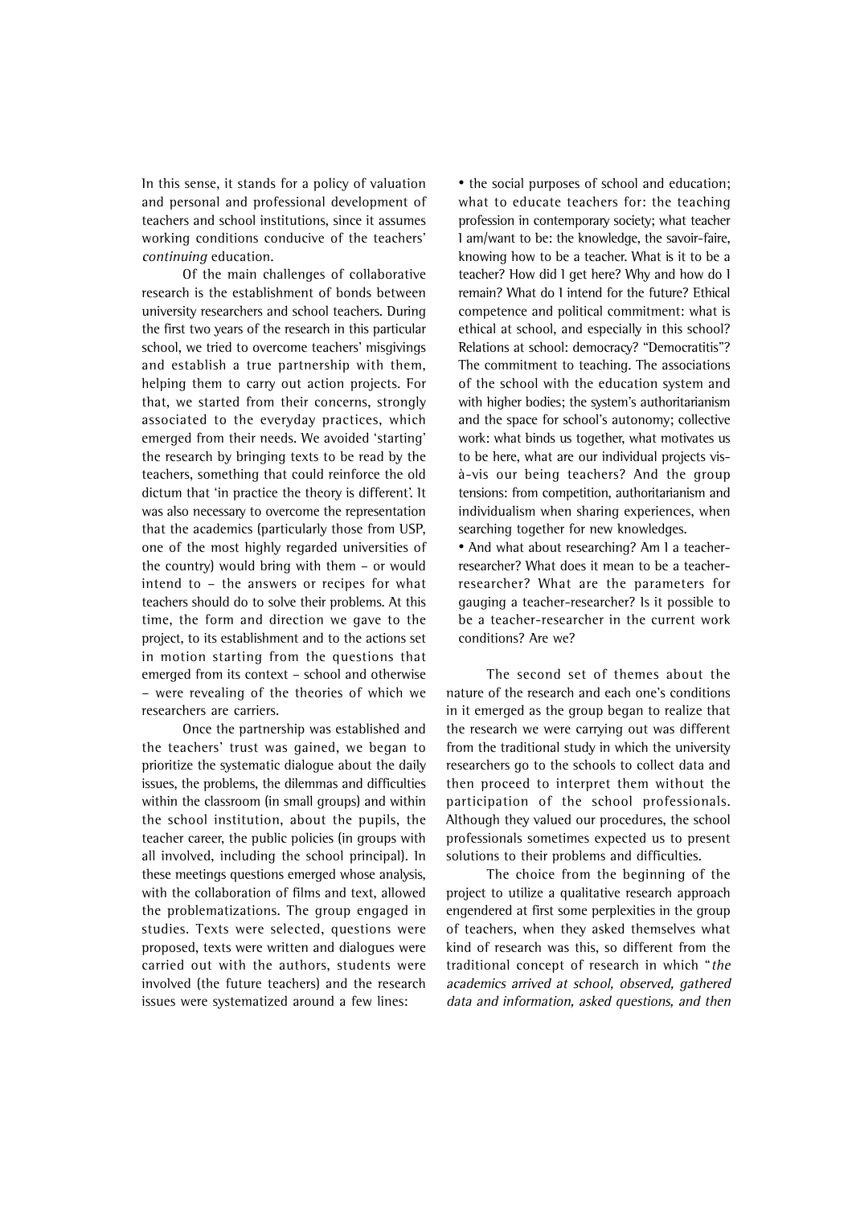In this sense, it stands for a policy of valuation and personal and professional development of teachers and school institutions, since it assumes working conditions conducive of the teachers' *continuing* education.

Of the main challenges of collaborative research is the establishment of bonds between university researchers and school teachers. During the first two years of the research in this particular school, we tried to overcome teachers' misgivings and establish a true partnership with them, helping them to carry out action projects. For that, we started from their concerns, strongly associated to the everyday practices, which emerged from their needs. We avoided 'starting' the research by bringing texts to be read by the teachers, something that could reinforce the old dictum that 'in practice the theory is different'. It was also necessary to overcome the representation that the academics (particularly those from USP, one of the most highly regarded universities of the country) would bring with them – or would intend to – the answers or recipes for what teachers should do to solve their problems. At this time, the form and direction we gave to the project, to its establishment and to the actions set in motion starting from the questions that emerged from its context – school and otherwise – were revealing of the theories of which we researchers are carriers.

Once the partnership was established and the teachers' trust was gained, we began to prioritize the systematic dialogue about the daily issues, the problems, the dilemmas and difficulties within the classroom (in small groups) and within the school institution, about the pupils, the teacher career, the public policies (in groups with all involved, including the school principal). In these meetings questions emerged whose analysis, with the collaboration of films and text, allowed the problematizations. The group engaged in studies. Texts were selected, questions were proposed, texts were written and dialogues were carried out with the authors, students were involved (the future teachers) and the research issues were systematized around a few lines:

- the social purposes of school and education; what to educate teachers for: the teaching profession in contemporary society; what teacher I am/want to be: the knowledge, the savoir-faire, knowing how to be a teacher. What is it to be a teacher? How did I get here? Why and how do I remain? What do I intend for the future? Ethical competence and political commitment: what is ethical at school, and especially in this school? Relations at school: democracy? "Democratitis"? The commitment to teaching. The associations of the school with the education system and with higher bodies; the system's authoritarianism and the space for school's autonomy; collective work: what binds us together, what motivates us to be here, what are our individual projects vis-à-vis our being teachers? And the group tensions: from competition, authoritarianism and individualism when sharing experiences, when searching together for new knowledges.
- And what about researching? Am I a teacher-researcher? What does it mean to be a teacher-researcher? What are the parameters for gauging a teacher-researcher? Is it possible to be a teacher-researcher in the current work conditions? Are we?

The second set of themes about the nature of the research and each one's conditions in it emerged as the group began to realize that the research we were carrying out was different from the traditional study in which the university researchers go to the schools to collect data and then proceed to interpret them without the participation of the school professionals. Although they valued our procedures, the school professionals sometimes expected us to present solutions to their problems and difficulties.

The choice from the beginning of the project to utilize a qualitative research approach engendered at first some perplexities in the group of teachers, when they asked themselves what kind of research was this, so different from the traditional concept of research in which "*the academics arrived at school, observed, gathered data and information, asked questions, and then*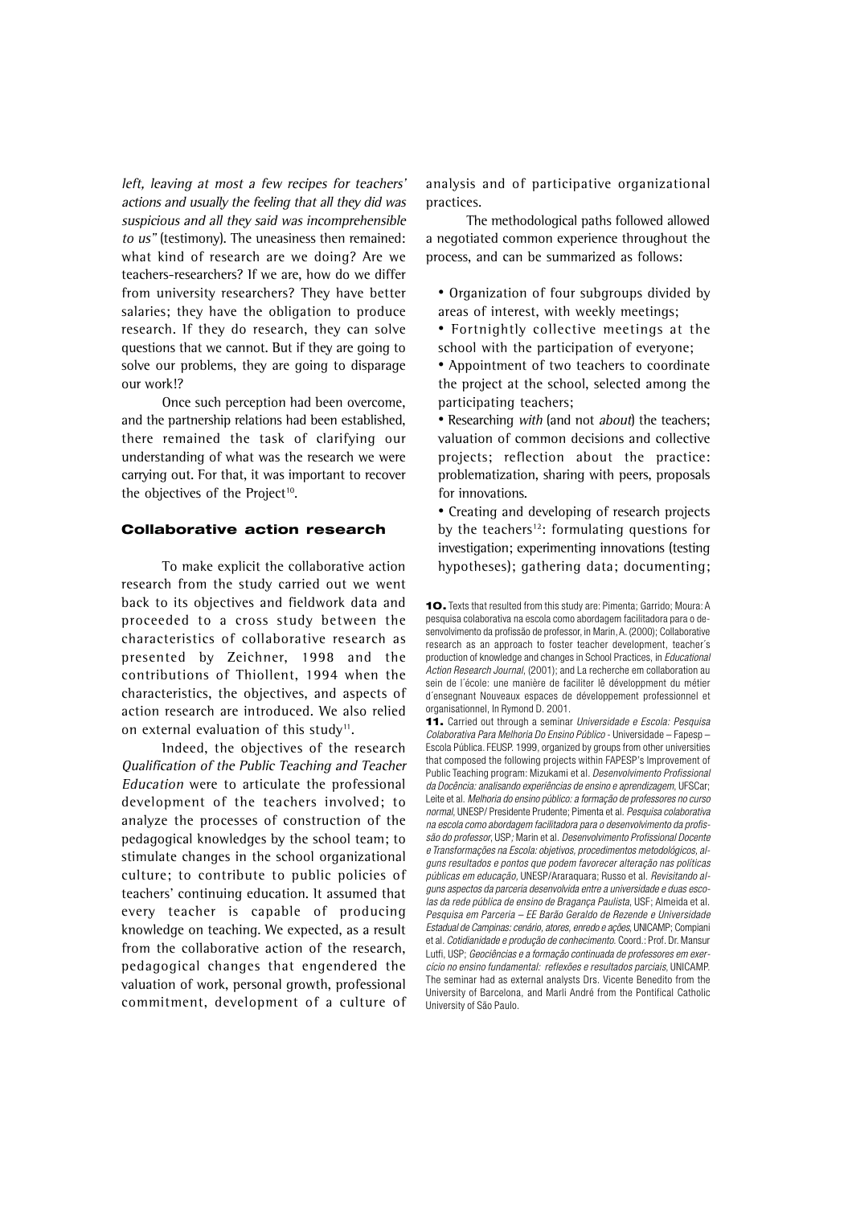*left, leaving at most a few recipes for teachers' actions and usually the feeling that all they did was suspicious and all they said was incomprehensible to us"* (testimony). The uneasiness then remained: what kind of research are we doing? Are we teachers-researchers? If we are, how do we differ from university researchers? They have better salaries; they have the obligation to produce research. If they do research, they can solve questions that we cannot. But if they are going to solve our problems, they are going to disparage our work!?

Once such perception had been overcome, and the partnership relations had been established, there remained the task of clarifying our understanding of what was the research we were carrying out. For that, it was important to recover the objectives of the Project[10].

## Collaborative action research

To make explicit the collaborative action research from the study carried out we went back to its objectives and fieldwork data and proceeded to a cross study between the characteristics of collaborative research as presented by Zeichner, 1998 and the contributions of Thiollent, 1994 when the characteristics, the objectives, and aspects of action research are introduced. We also relied on external evaluation of this study[11].

Indeed, the objectives of the research *Qualification of the Public Teaching and Teacher Education* were to articulate the professional development of the teachers involved; to analyze the processes of construction of the pedagogical knowledges by the school team; to stimulate changes in the school organizational culture; to contribute to public policies of teachers' continuing education. It assumed that every teacher is capable of producing knowledge on teaching. We expected, as a result from the collaborative action of the research, pedagogical changes that engendered the valuation of work, personal growth, professional commitment, development of a culture of analysis and of participative organizational practices.

The methodological paths followed allowed a negotiated common experience throughout the process, and can be summarized as follows:

- Organization of four subgroups divided by areas of interest, with weekly meetings;
- Fortnightly collective meetings at the school with the participation of everyone;
- Appointment of two teachers to coordinate the project at the school, selected among the participating teachers;
- Researching *with* (and not *about*) the teachers; valuation of common decisions and collective projects; reflection about the practice: problematization, sharing with peers, proposals for innovations.
- Creating and developing of research projects by the teachers[12]: formulating questions for investigation; experimenting innovations (testing hypotheses); gathering data; documenting;

**10.** Texts that resulted from this study are: Pimenta; Garrido; Moura: A pesquisa colaborativa na escola como abordagem facilitadora para o desenvolvimento da profissão de professor, in Marin, A. (2000); Collaborative research as an approach to foster teacher development, teacher´s production of knowledge and changes in School Practices, in *Educational Action Research Journal*, (2001); and La recherche em collaboration au sein de l´école: une manière de faciliter lê développment du métier d´ensegnant Nouveaux espaces de développement professionnel et organisationnel, In Rymond D. 2001.

**11.** Carried out through a seminar *Universidade e Escola: Pesquisa Colaborativa Para Melhoria Do Ensino Público* - Universidade – Fapesp – Escola Pública. FEUSP. 1999, organized by groups from other universities that composed the following projects within FAPESP's Improvement of Public Teaching program: Mizukami et al. *Desenvolvimento Profissional da Docência: analisando experiências de ensino e aprendizagem*, UFSCar; Leite et al. *Melhoria do ensino público: a formação de professores no curso normal*, UNESP/ Presidente Prudente; Pimenta et al. *Pesquisa colaborativa na escola como abordagem facilitadora para o desenvolvimento da profissão do professor*, USP*;* Marin et al. *Desenvolvimento Profissional Docente e Transformações na Escola: objetivos, procedimentos metodológicos, alguns resultados e pontos que podem favorecer alteração nas políticas públicas em educação*, UNESP/Araraquara; Russo et al. *Revisitando alguns aspectos da parceria desenvolvida entre a universidade e duas escolas da rede pública de ensino de Bragança Paulista*, USF; Almeida et al. *Pesquisa em Parceria – EE Barão Geraldo de Rezende e Universidade Estadual de Campinas: cenário, atores, enredo e ações*, UNICAMP; Compiani et al. *Cotidianidade e produção de conhecimento.* Coord.: Prof. Dr. Mansur Lutfi, USP; *Geociências e a formação continuada de professores em exercício no ensino fundamental: reflexões e resultados parciais*, UNICAMP. The seminar had as external analysts Drs. Vicente Benedito from the University of Barcelona, and Marli André from the Pontifical Catholic University of São Paulo.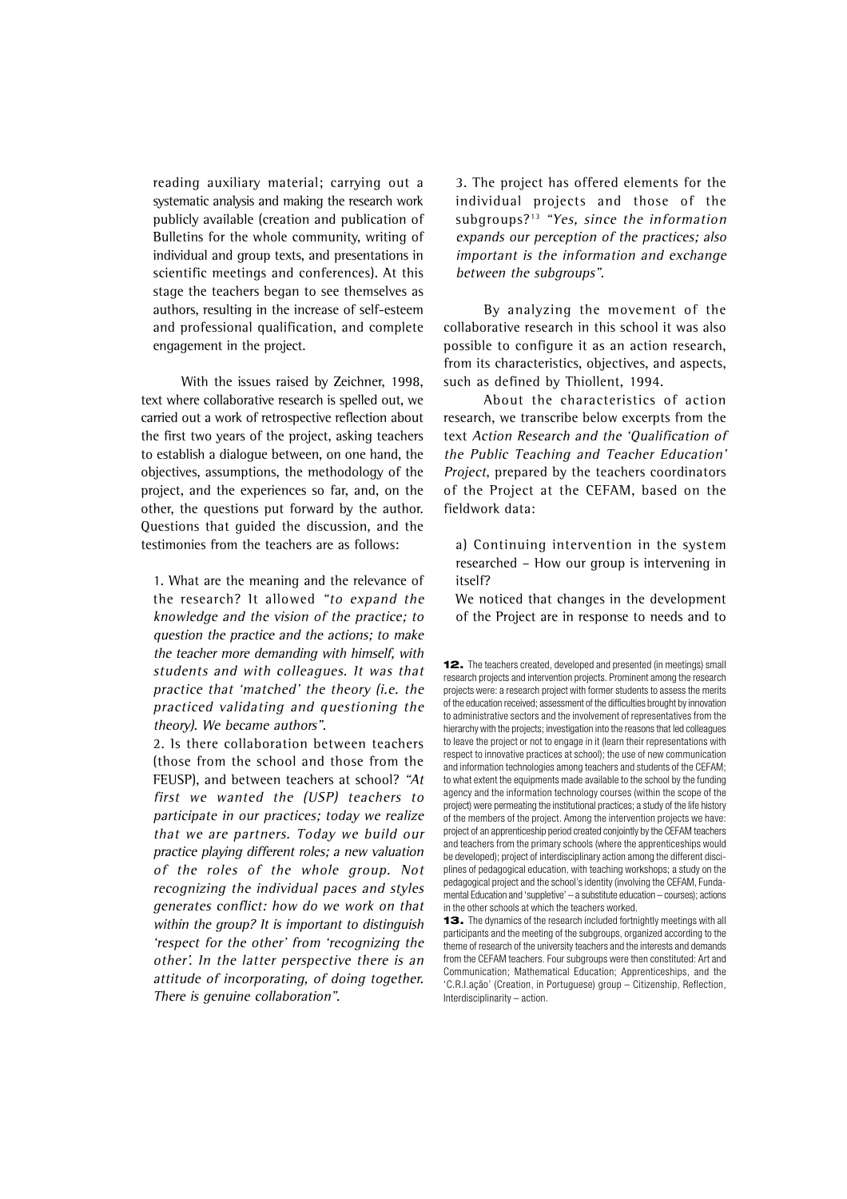reading auxiliary material; carrying out a systematic analysis and making the research work publicly available (creation and publication of Bulletins for the whole community, writing of individual and group texts, and presentations in scientific meetings and conferences). At this stage the teachers began to see themselves as authors, resulting in the increase of self-esteem and professional qualification, and complete engagement in the project.

With the issues raised by Zeichner, 1998, text where collaborative research is spelled out, we carried out a work of retrospective reflection about the first two years of the project, asking teachers to establish a dialogue between, on one hand, the objectives, assumptions, the methodology of the project, and the experiences so far, and, on the other, the questions put forward by the author. Questions that guided the discussion, and the testimonies from the teachers are as follows:

1. What are the meaning and the relevance of the research? It allowed *"to expand the knowledge and the vision of the practice; to question the practice and the actions; to make the teacher more demanding with himself, with students and with colleagues. It was that practice that 'matched' the theory (i.e. the practiced validating and questioning the theory). We became authors"*.

2. Is there collaboration between teachers (those from the school and those from the FEUSP), and between teachers at school? *"At first we wanted the (USP) teachers to participate in our practices; today we realize that we are partners. Today we build our practice playing different roles; a new valuation of the roles of the whole group. Not recognizing the individual paces and styles generates conflict: how do we work on that within the group? It is important to distinguish 'respect for the other' from 'recognizing the other'. In the latter perspective there is an attitude of incorporating, of doing together. There is genuine collaboration"*.

3. The project has offered elements for the individual projects and those of the subgroups?[13] *"Yes, since the information expands our perception of the practices; also important is the information and exchange between the subgroups"*.

By analyzing the movement of the collaborative research in this school it was also possible to configure it as an action research, from its characteristics, objectives, and aspects, such as defined by Thiollent, 1994.

About the characteristics of action research, we transcribe below excerpts from the text *Action Research and the 'Qualification of the Public Teaching and Teacher Education' Project*, prepared by the teachers coordinators of the Project at the CEFAM, based on the fieldwork data:

a) Continuing intervention in the system researched – How our group is intervening in itself?

We noticed that changes in the development of the Project are in response to needs and to

---

**12.** The teachers created, developed and presented (in meetings) small research projects and intervention projects. Prominent among the research projects were: a research project with former students to assess the merits of the education received; assessment of the difficulties brought by innovation to administrative sectors and the involvement of representatives from the hierarchy with the projects; investigation into the reasons that led colleagues to leave the project or not to engage in it (learn their representations with respect to innovative practices at school); the use of new communication and information technologies among teachers and students of the CEFAM; to what extent the equipments made available to the school by the funding agency and the information technology courses (within the scope of the project) were permeating the institutional practices; a study of the life history of the members of the project. Among the intervention projects we have: project of an apprenticeship period created conjointly by the CEFAM teachers and teachers from the primary schools (where the apprenticeships would be developed); project of interdisciplinary action among the different disciplines of pedagogical education, with teaching workshops; a study on the pedagogical project and the school's identity (involving the CEFAM, Fundamental Education and 'suppletive' – a substitute education – courses); actions in the other schools at which the teachers worked.

**13.** The dynamics of the research included fortnightly meetings with all participants and the meeting of the subgroups, organized according to the theme of research of the university teachers and the interests and demands from the CEFAM teachers. Four subgroups were then constituted: Art and Communication; Mathematical Education; Apprenticeships, and the 'C.R.I.ação' (Creation, in Portuguese) group – Citizenship, Reflection, Interdisciplinarity – action.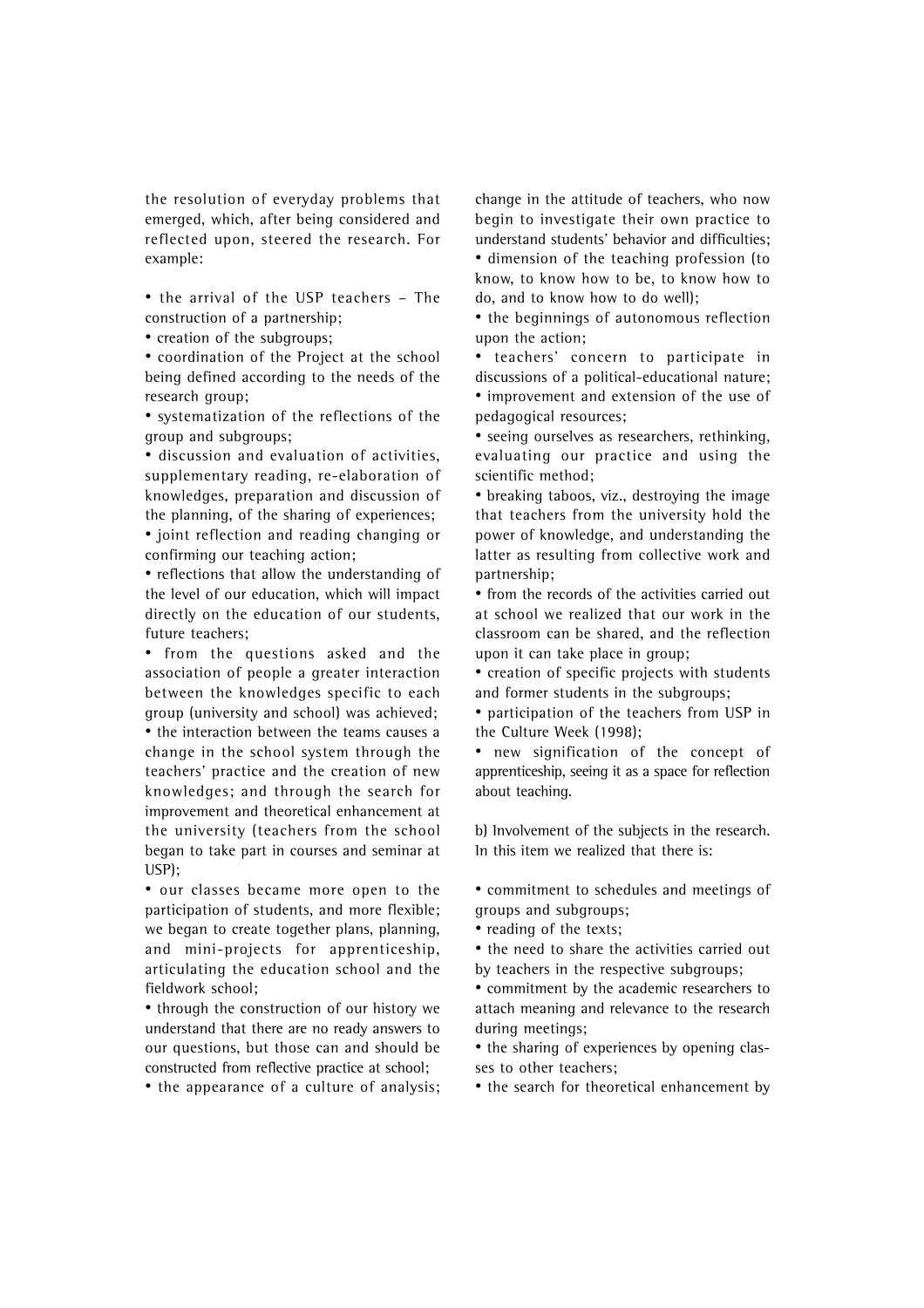the resolution of everyday problems that emerged, which, after being considered and reflected upon, steered the research. For example:

- the arrival of the USP teachers – The construction of a partnership;
- creation of the subgroups;
- coordination of the Project at the school being defined according to the needs of the research group;
- systematization of the reflections of the group and subgroups;
- discussion and evaluation of activities, supplementary reading, re-elaboration of knowledges, preparation and discussion of the planning, of the sharing of experiences;
- joint reflection and reading changing or confirming our teaching action;
- reflections that allow the understanding of the level of our education, which will impact directly on the education of our students, future teachers;
- from the questions asked and the association of people a greater interaction between the knowledges specific to each group (university and school) was achieved;
- the interaction between the teams causes a change in the school system through the teachers' practice and the creation of new knowledges; and through the search for improvement and theoretical enhancement at the university (teachers from the school began to take part in courses and seminar at USP);
- our classes became more open to the participation of students, and more flexible; we began to create together plans, planning, and mini-projects for apprenticeship, articulating the education school and the fieldwork school;
- through the construction of our history we understand that there are no ready answers to our questions, but those can and should be constructed from reflective practice at school;
- the appearance of a culture of analysis; change in the attitude of teachers, who now begin to investigate their own practice to understand students' behavior and difficulties;
- dimension of the teaching profession (to know, to know how to be, to know how to do, and to know how to do well);
- the beginnings of autonomous reflection upon the action;
- teachers' concern to participate in discussions of a political-educational nature;
- improvement and extension of the use of pedagogical resources;
- seeing ourselves as researchers, rethinking, evaluating our practice and using the scientific method;
- breaking taboos, viz., destroying the image that teachers from the university hold the power of knowledge, and understanding the latter as resulting from collective work and partnership;
- from the records of the activities carried out at school we realized that our work in the classroom can be shared, and the reflection upon it can take place in group;
- creation of specific projects with students and former students in the subgroups;
- participation of the teachers from USP in the Culture Week (1998);
- new signification of the concept of apprenticeship, seeing it as a space for reflection about teaching.

b) Involvement of the subjects in the research. In this item we realized that there is:

- commitment to schedules and meetings of groups and subgroups;
- reading of the texts;
- the need to share the activities carried out by teachers in the respective subgroups;
- commitment by the academic researchers to attach meaning and relevance to the research during meetings;
- the sharing of experiences by opening classes to other teachers;
- the search for theoretical enhancement by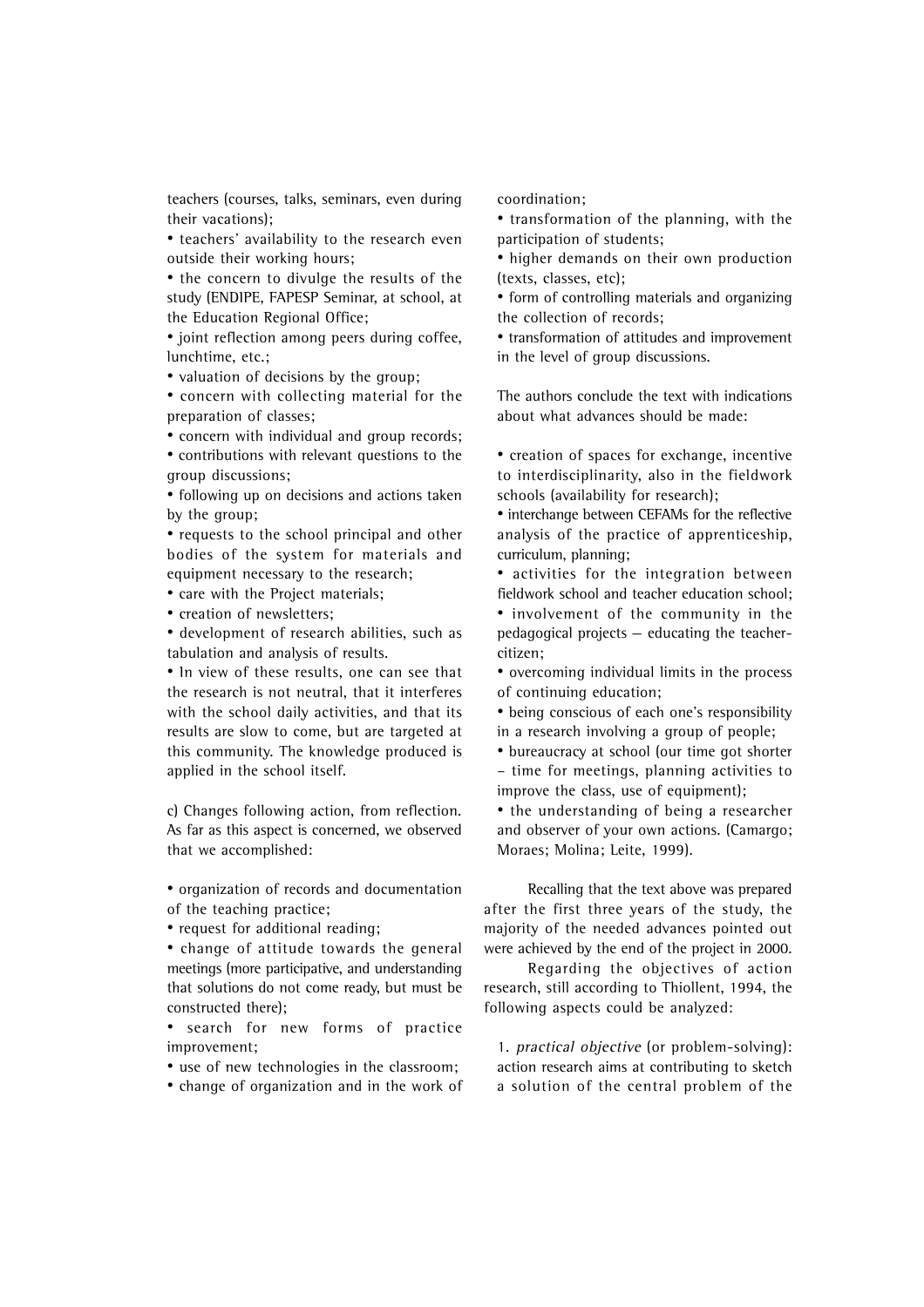teachers (courses, talks, seminars, even during their vacations);

- teachers' availability to the research even outside their working hours;
- the concern to divulge the results of the study (ENDIPE, FAPESP Seminar, at school, at the Education Regional Office;
- joint reflection among peers during coffee, lunchtime, etc.;
- valuation of decisions by the group;
- concern with collecting material for the preparation of classes;
- concern with individual and group records;
- contributions with relevant questions to the group discussions;
- following up on decisions and actions taken by the group;
- requests to the school principal and other bodies of the system for materials and equipment necessary to the research;
- care with the Project materials;
- creation of newsletters;
- development of research abilities, such as tabulation and analysis of results.
- In view of these results, one can see that the research is not neutral, that it interferes with the school daily activities, and that its results are slow to come, but are targeted at this community. The knowledge produced is applied in the school itself.

c) Changes following action, from reflection. As far as this aspect is concerned, we observed that we accomplished:

- organization of records and documentation of the teaching practice;
- request for additional reading;
- change of attitude towards the general meetings (more participative, and understanding that solutions do not come ready, but must be constructed there);
- search for new forms of practice improvement;
- use of new technologies in the classroom;
- change of organization and in the work of coordination;
- transformation of the planning, with the participation of students;
- higher demands on their own production (texts, classes, etc);
- form of controlling materials and organizing the collection of records;
- transformation of attitudes and improvement in the level of group discussions.

The authors conclude the text with indications about what advances should be made:

- creation of spaces for exchange, incentive to interdisciplinarity, also in the fieldwork schools (availability for research);
- interchange between CEFAMs for the reflective analysis of the practice of apprenticeship, curriculum, planning;
- activities for the integration between fieldwork school and teacher education school;
- involvement of the community in the pedagogical projects – educating the teacher-citizen;
- overcoming individual limits in the process of continuing education;
- being conscious of each one's responsibility in a research involving a group of people;
- bureaucracy at school (our time got shorter – time for meetings, planning activities to improve the class, use of equipment);
- the understanding of being a researcher and observer of your own actions. (Camargo; Moraes; Molina; Leite, 1999).

Recalling that the text above was prepared after the first three years of the study, the majority of the needed advances pointed out were achieved by the end of the project in 2000.

Regarding the objectives of action research, still according to Thiollent, 1994, the following aspects could be analyzed:

1. *practical objective* (or problem-solving): action research aims at contributing to sketch a solution of the central problem of the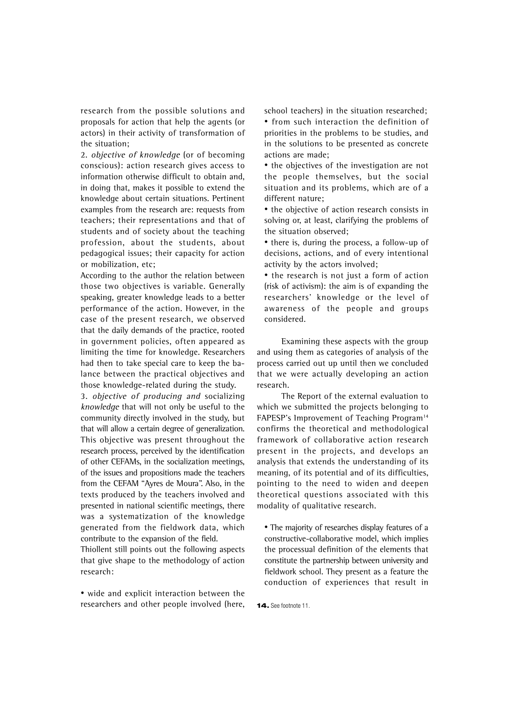research from the possible solutions and proposals for action that help the agents (or actors) in their activity of transformation of the situation;

2. *objective of knowledge* (or of becoming conscious): action research gives access to information otherwise difficult to obtain and, in doing that, makes it possible to extend the knowledge about certain situations. Pertinent examples from the research are: requests from teachers; their representations and that of students and of society about the teaching profession, about the students, about pedagogical issues; their capacity for action or mobilization, etc;

According to the author the relation between those two objectives is variable. Generally speaking, greater knowledge leads to a better performance of the action. However, in the case of the present research, we observed that the daily demands of the practice, rooted in government policies, often appeared as limiting the time for knowledge. Researchers had then to take special care to keep the balance between the practical objectives and those knowledge-related during the study.

3. *objective of producing and* socializing *knowledge* that will not only be useful to the community directly involved in the study, but that will allow a certain degree of generalization. This objective was present throughout the research process, perceived by the identification of other CEFAMs, in the socialization meetings, of the issues and propositions made the teachers from the CEFAM "Ayres de Moura". Also, in the texts produced by the teachers involved and presented in national scientific meetings, there was a systematization of the knowledge generated from the fieldwork data, which contribute to the expansion of the field.

Thiollent still points out the following aspects that give shape to the methodology of action research:

- wide and explicit interaction between the researchers and other people involved (here, school teachers) in the situation researched;
- from such interaction the definition of priorities in the problems to be studies, and in the solutions to be presented as concrete actions are made;
- the objectives of the investigation are not the people themselves, but the social situation and its problems, which are of a different nature;
- the objective of action research consists in solving or, at least, clarifying the problems of the situation observed;
- there is, during the process, a follow-up of decisions, actions, and of every intentional activity by the actors involved;
- the research is not just a form of action (risk of activism): the aim is of expanding the researchers' knowledge or the level of awareness of the people and groups considered.

Examining these aspects with the group and using them as categories of analysis of the process carried out up until then we concluded that we were actually developing an action research.

The Report of the external evaluation to which we submitted the projects belonging to FAPESP's Improvement of Teaching Program[14] confirms the theoretical and methodological framework of collaborative action research present in the projects, and develops an analysis that extends the understanding of its meaning, of its potential and of its difficulties, pointing to the need to widen and deepen theoretical questions associated with this modality of qualitative research.

- The majority of researches display features of a constructive-collaborative model, which implies the processual definition of the elements that constitute the partnership between university and fieldwork school. They present as a feature the conduction of experiences that result in

**14.** See footnote 11.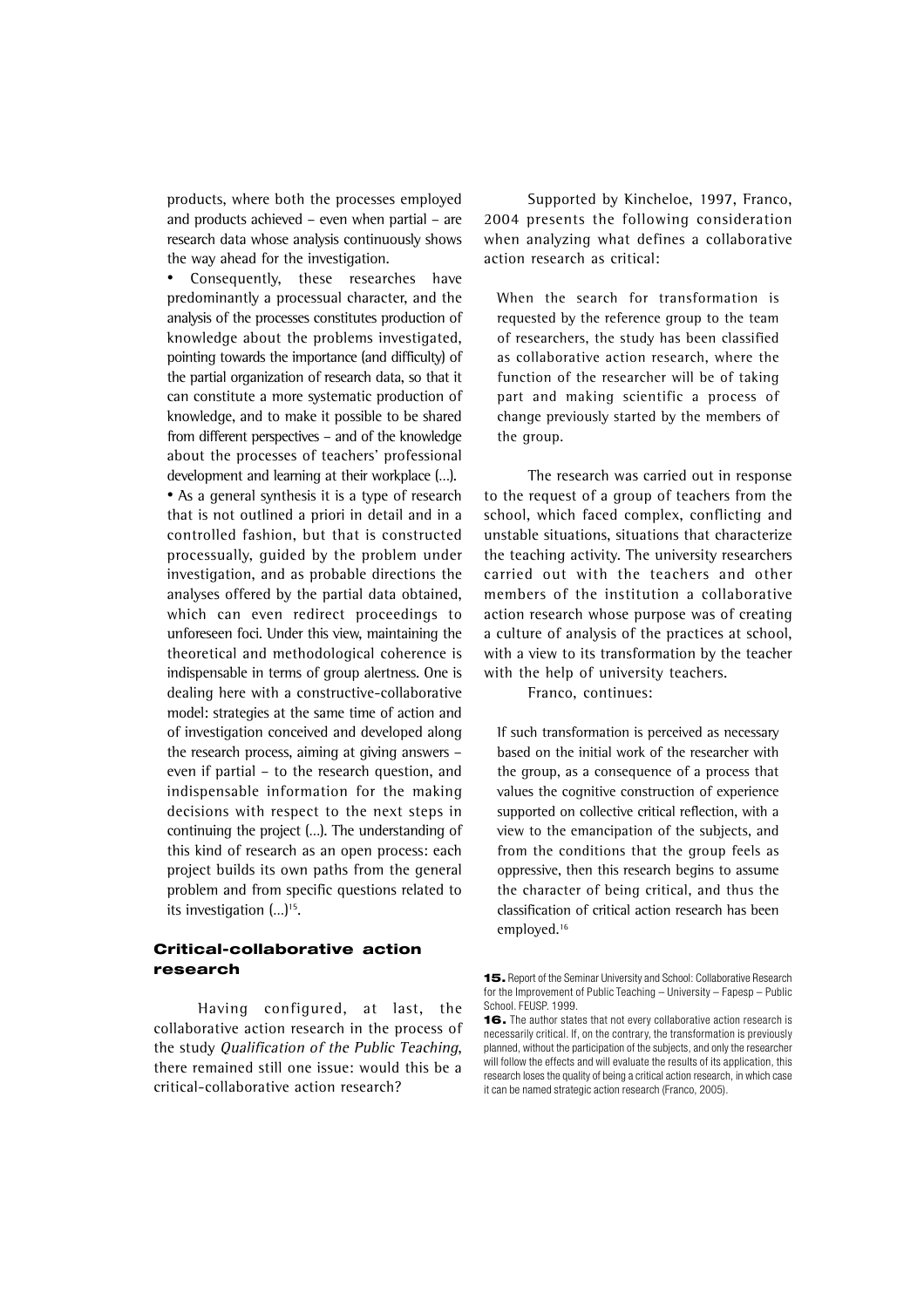products, where both the processes employed and products achieved – even when partial – are research data whose analysis continuously shows the way ahead for the investigation.

- Consequently, these researches have predominantly a processual character, and the analysis of the processes constitutes production of knowledge about the problems investigated, pointing towards the importance (and difficulty) of the partial organization of research data, so that it can constitute a more systematic production of knowledge, and to make it possible to be shared from different perspectives – and of the knowledge about the processes of teachers' professional development and learning at their workplace (...).
- As a general synthesis it is a type of research that is not outlined a priori in detail and in a controlled fashion, but that is constructed processually, guided by the problem under investigation, and as probable directions the analyses offered by the partial data obtained, which can even redirect proceedings to unforeseen foci. Under this view, maintaining the theoretical and methodological coherence is indispensable in terms of group alertness. One is dealing here with a constructive-collaborative model: strategies at the same time of action and of investigation conceived and developed along the research process, aiming at giving answers – even if partial – to the research question, and indispensable information for the making decisions with respect to the next steps in continuing the project (...). The understanding of this kind of research as an open process: each project builds its own paths from the general problem and from specific questions related to its investigation (...)[15].

## Critical-collaborative action research

Having configured, at last, the collaborative action research in the process of the study *Qualification of the Public Teaching*, there remained still one issue: would this be a critical-collaborative action research?

Supported by Kincheloe, 1997, Franco, 2004 presents the following consideration when analyzing what defines a collaborative action research as critical:

> When the search for transformation is requested by the reference group to the team of researchers, the study has been classified as collaborative action research, where the function of the researcher will be of taking part and making scientific a process of change previously started by the members of the group.

The research was carried out in response to the request of a group of teachers from the school, which faced complex, conflicting and unstable situations, situations that characterize the teaching activity. The university researchers carried out with the teachers and other members of the institution a collaborative action research whose purpose was of creating a culture of analysis of the practices at school, with a view to its transformation by the teacher with the help of university teachers.

Franco, continues:

> If such transformation is perceived as necessary based on the initial work of the researcher with the group, as a consequence of a process that values the cognitive construction of experience supported on collective critical reflection, with a view to the emancipation of the subjects, and from the conditions that the group feels as oppressive, then this research begins to assume the character of being critical, and thus the classification of critical action research has been employed.[16]

**15.** Report of the Seminar University and School: Collaborative Research for the Improvement of Public Teaching – University – Fapesp – Public School. FEUSP. 1999.

**16.** The author states that not every collaborative action research is necessarily critical. If, on the contrary, the transformation is previously planned, without the participation of the subjects, and only the researcher will follow the effects and will evaluate the results of its application, this research loses the quality of being a critical action research, in which case it can be named strategic action research (Franco, 2005).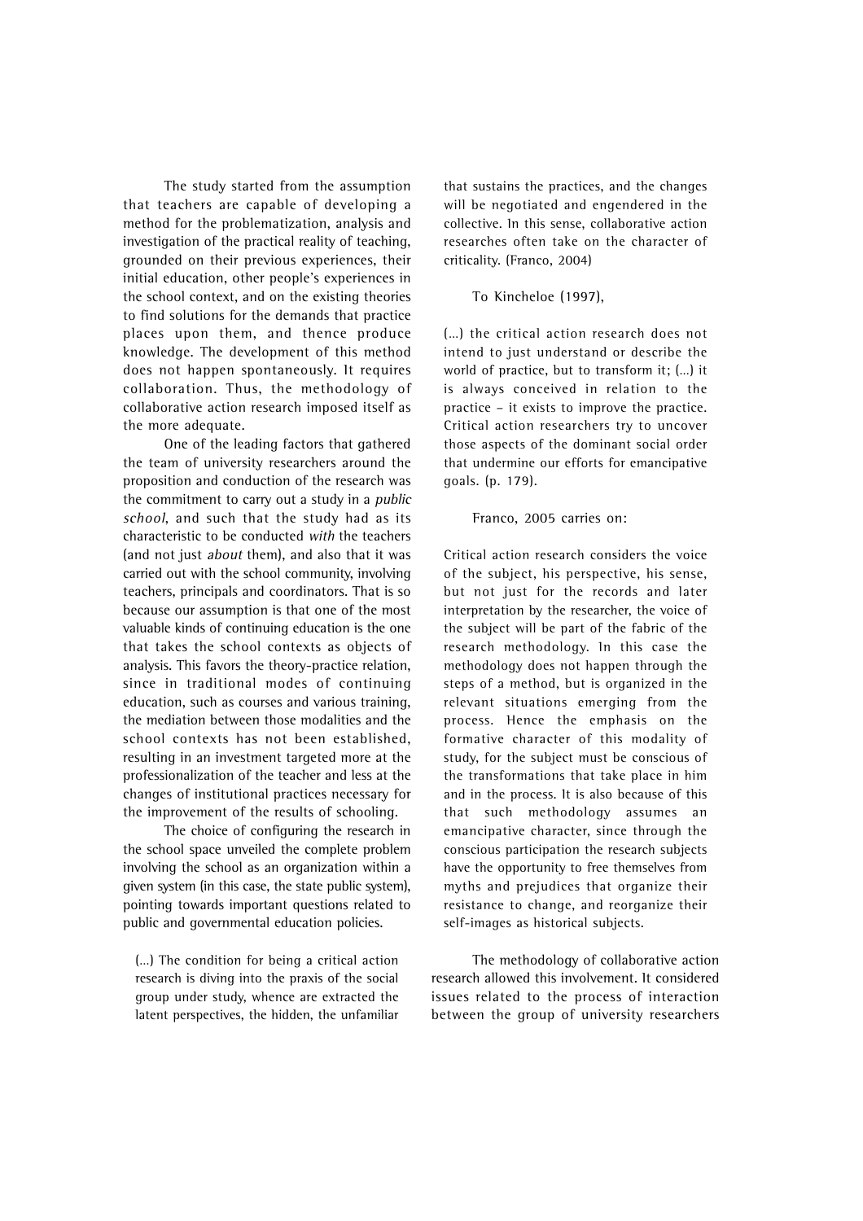The study started from the assumption that teachers are capable of developing a method for the problematization, analysis and investigation of the practical reality of teaching, grounded on their previous experiences, their initial education, other people's experiences in the school context, and on the existing theories to find solutions for the demands that practice places upon them, and thence produce knowledge. The development of this method does not happen spontaneously. It requires collaboration. Thus, the methodology of collaborative action research imposed itself as the more adequate.

One of the leading factors that gathered the team of university researchers around the proposition and conduction of the research was the commitment to carry out a study in a *public school*, and such that the study had as its characteristic to be conducted *with* the teachers (and not just *about* them), and also that it was carried out with the school community, involving teachers, principals and coordinators. That is so because our assumption is that one of the most valuable kinds of continuing education is the one that takes the school contexts as objects of analysis. This favors the theory-practice relation, since in traditional modes of continuing education, such as courses and various training, the mediation between those modalities and the school contexts has not been established, resulting in an investment targeted more at the professionalization of the teacher and less at the changes of institutional practices necessary for the improvement of the results of schooling.

The choice of configuring the research in the school space unveiled the complete problem involving the school as an organization within a given system (in this case, the state public system), pointing towards important questions related to public and governmental education policies.

> (...) The condition for being a critical action research is diving into the praxis of the social group under study, whence are extracted the latent perspectives, the hidden, the unfamiliar that sustains the practices, and the changes will be negotiated and engendered in the collective. In this sense, collaborative action researches often take on the character of criticality. (Franco, 2004)

To Kincheloe (1997),

> (...) the critical action research does not intend to just understand or describe the world of practice, but to transform it; (...) it is always conceived in relation to the practice – it exists to improve the practice. Critical action researchers try to uncover those aspects of the dominant social order that undermine our efforts for emancipative goals. (p. 179).

Franco, 2005 carries on:

> Critical action research considers the voice of the subject, his perspective, his sense, but not just for the records and later interpretation by the researcher, the voice of the subject will be part of the fabric of the research methodology. In this case the methodology does not happen through the steps of a method, but is organized in the relevant situations emerging from the process. Hence the emphasis on the formative character of this modality of study, for the subject must be conscious of the transformations that take place in him and in the process. It is also because of this that such methodology assumes an emancipative character, since through the conscious participation the research subjects have the opportunity to free themselves from myths and prejudices that organize their resistance to change, and reorganize their self-images as historical subjects.

The methodology of collaborative action research allowed this involvement. It considered issues related to the process of interaction between the group of university researchers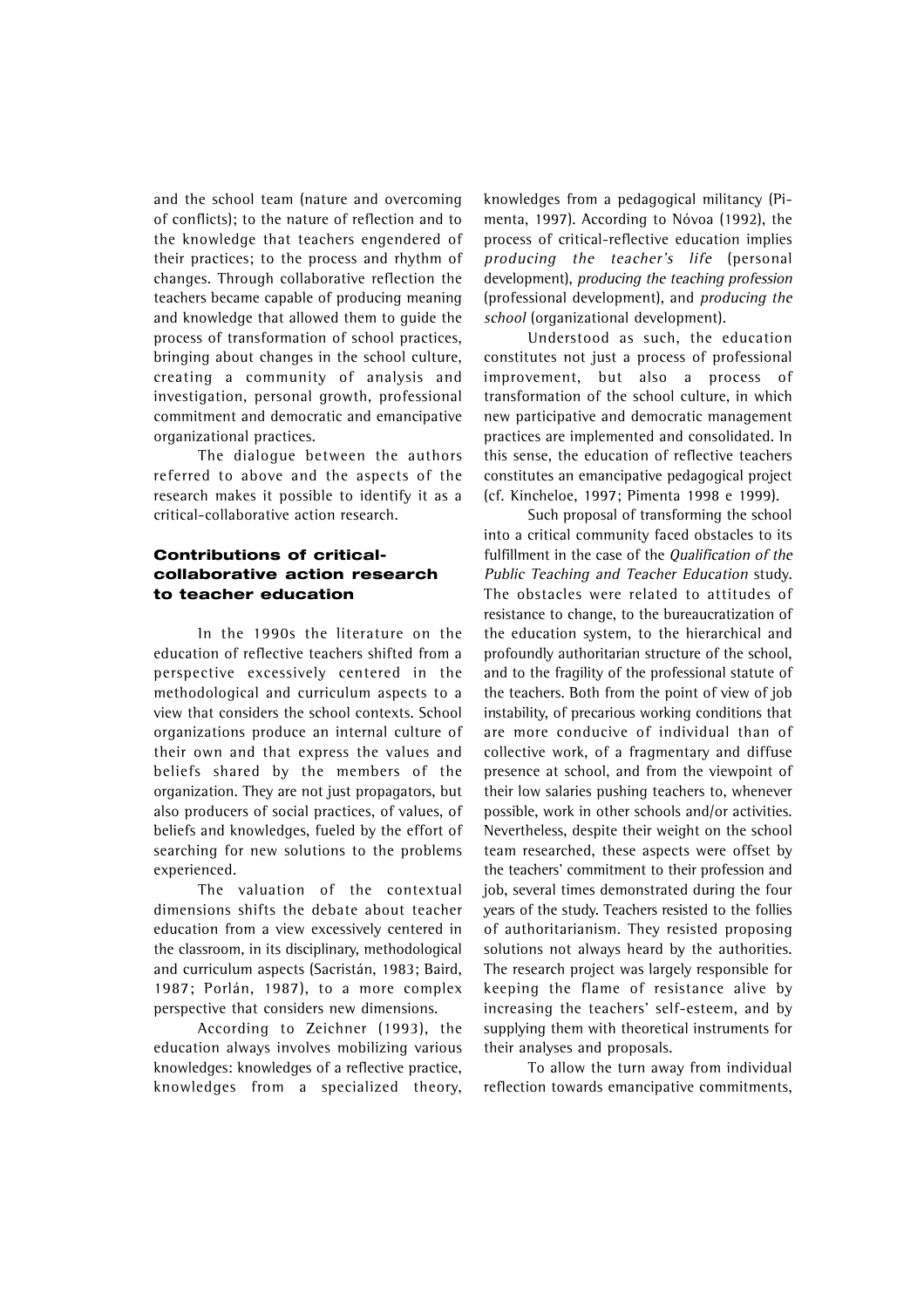and the school team (nature and overcoming of conflicts); to the nature of reflection and to the knowledge that teachers engendered of their practices; to the process and rhythm of changes. Through collaborative reflection the teachers became capable of producing meaning and knowledge that allowed them to guide the process of transformation of school practices, bringing about changes in the school culture, creating a community of analysis and investigation, personal growth, professional commitment and democratic and emancipative organizational practices.

The dialogue between the authors referred to above and the aspects of the research makes it possible to identify it as a critical-collaborative action research.

## Contributions of critical-collaborative action research to teacher education

In the 1990s the literature on the education of reflective teachers shifted from a perspective excessively centered in the methodological and curriculum aspects to a view that considers the school contexts. School organizations produce an internal culture of their own and that express the values and beliefs shared by the members of the organization. They are not just propagators, but also producers of social practices, of values, of beliefs and knowledges, fueled by the effort of searching for new solutions to the problems experienced.

The valuation of the contextual dimensions shifts the debate about teacher education from a view excessively centered in the classroom, in its disciplinary, methodological and curriculum aspects (Sacristán, 1983; Baird, 1987; Porlán, 1987), to a more complex perspective that considers new dimensions.

According to Zeichner (1993), the education always involves mobilizing various knowledges: knowledges of a reflective practice, knowledges from a specialized theory, knowledges from a pedagogical militancy (Pimenta, 1997). According to Nóvoa (1992), the process of critical-reflective education implies *producing the teacher's life* (personal development), *producing the teaching profession* (professional development), and *producing the school* (organizational development).

Understood as such, the education constitutes not just a process of professional improvement, but also a process of transformation of the school culture, in which new participative and democratic management practices are implemented and consolidated. In this sense, the education of reflective teachers constitutes an emancipative pedagogical project (cf. Kincheloe, 1997; Pimenta 1998 e 1999).

Such proposal of transforming the school into a critical community faced obstacles to its fulfillment in the case of the *Qualification of the Public Teaching and Teacher Education* study. The obstacles were related to attitudes of resistance to change, to the bureaucratization of the education system, to the hierarchical and profoundly authoritarian structure of the school, and to the fragility of the professional statute of the teachers. Both from the point of view of job instability, of precarious working conditions that are more conducive of individual than of collective work, of a fragmentary and diffuse presence at school, and from the viewpoint of their low salaries pushing teachers to, whenever possible, work in other schools and/or activities. Nevertheless, despite their weight on the school team researched, these aspects were offset by the teachers' commitment to their profession and job, several times demonstrated during the four years of the study. Teachers resisted to the follies of authoritarianism. They resisted proposing solutions not always heard by the authorities. The research project was largely responsible for keeping the flame of resistance alive by increasing the teachers' self-esteem, and by supplying them with theoretical instruments for their analyses and proposals.

To allow the turn away from individual reflection towards emancipative commitments,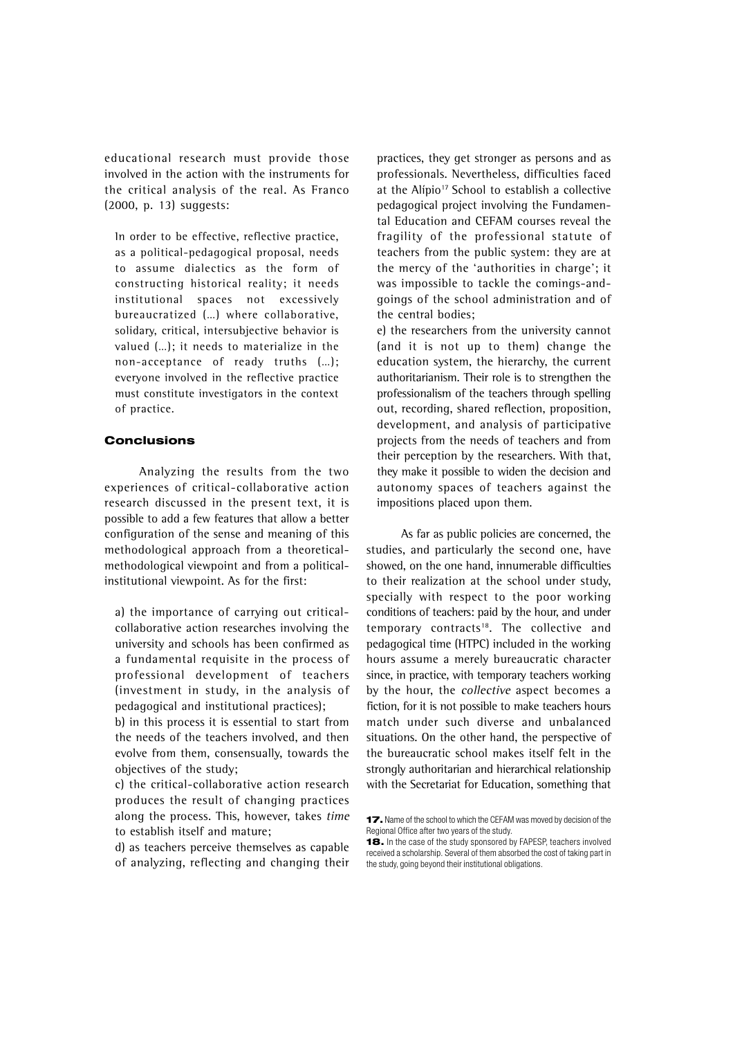educational research must provide those involved in the action with the instruments for the critical analysis of the real. As Franco (2000, p. 13) suggests:

> In order to be effective, reflective practice, as a political-pedagogical proposal, needs to assume dialectics as the form of constructing historical reality; it needs institutional spaces not excessively bureaucratized (...) where collaborative, solidary, critical, intersubjective behavior is valued (...); it needs to materialize in the non-acceptance of ready truths (...); everyone involved in the reflective practice must constitute investigators in the context of practice.

## Conclusions

Analyzing the results from the two experiences of critical-collaborative action research discussed in the present text, it is possible to add a few features that allow a better configuration of the sense and meaning of this methodological approach from a theoretical-methodological viewpoint and from a political-institutional viewpoint. As for the first:

> a) the importance of carrying out critical-collaborative action researches involving the university and schools has been confirmed as a fundamental requisite in the process of professional development of teachers (investment in study, in the analysis of pedagogical and institutional practices);
>
> b) in this process it is essential to start from the needs of the teachers involved, and then evolve from them, consensually, towards the objectives of the study;
>
> c) the critical-collaborative action research produces the result of changing practices along the process. This, however, takes *time* to establish itself and mature;
>
> d) as teachers perceive themselves as capable of analyzing, reflecting and changing their practices, they get stronger as persons and as professionals. Nevertheless, difficulties faced at the Alípio[17] School to establish a collective pedagogical project involving the Fundamental Education and CEFAM courses reveal the fragility of the professional statute of teachers from the public system: they are at the mercy of the 'authorities in charge'; it was impossible to tackle the comings-and-goings of the school administration and of the central bodies;
>
> e) the researchers from the university cannot (and it is not up to them) change the education system, the hierarchy, the current authoritarianism. Their role is to strengthen the professionalism of the teachers through spelling out, recording, shared reflection, proposition, development, and analysis of participative projects from the needs of teachers and from their perception by the researchers. With that, they make it possible to widen the decision and autonomy spaces of teachers against the impositions placed upon them.

As far as public policies are concerned, the studies, and particularly the second one, have showed, on the one hand, innumerable difficulties to their realization at the school under study, specially with respect to the poor working conditions of teachers: paid by the hour, and under temporary contracts[18]. The collective and pedagogical time (HTPC) included in the working hours assume a merely bureaucratic character since, in practice, with temporary teachers working by the hour, the *collective* aspect becomes a fiction, for it is not possible to make teachers hours match under such diverse and unbalanced situations. On the other hand, the perspective of the bureaucratic school makes itself felt in the strongly authoritarian and hierarchical relationship with the Secretariat for Education, something that

**17.** Name of the school to which the CEFAM was moved by decision of the Regional Office after two years of the study.

**18.** In the case of the study sponsored by FAPESP, teachers involved received a scholarship. Several of them absorbed the cost of taking part in the study, going beyond their institutional obligations.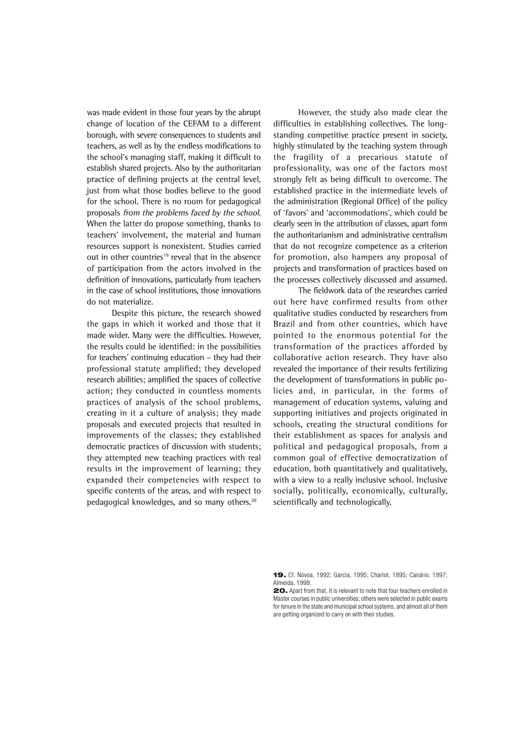was made evident in those four years by the abrupt change of location of the CEFAM to a different borough, with severe consequences to students and teachers, as well as by the endless modifications to the school's managing staff, making it difficult to establish shared projects. Also by the authoritarian practice of defining projects at the central level, just from what those bodies believe to the good for the school. There is no room for pedagogical proposals *from the problems faced by the school*. When the latter do propose something, thanks to teachers' involvement, the material and human resources support is nonexistent. Studies carried out in other countries[19] reveal that in the absence of participation from the actors involved in the definition of innovations, particularly from teachers in the case of school institutions, those innovations do not materialize.

Despite this picture, the research showed the gaps in which it worked and those that it made wider. Many were the difficulties. However, the results could be identified: in the possibilities for teachers' continuing education – they had their professional statute amplified; they developed research abilities; amplified the spaces of collective action; they conducted in countless moments practices of analysis of the school problems, creating in it a culture of analysis; they made proposals and executed projects that resulted in improvements of the classes; they established democratic practices of discussion with students; they attempted new teaching practices with real results in the improvement of learning; they expanded their competencies with respect to specific contents of the areas, and with respect to pedagogical knowledges, and so many others.[20]

However, the study also made clear the difficulties in establishing collectives. The long-standing competitive practice present in society, highly stimulated by the teaching system through the fragility of a precarious statute of professionality, was one of the factors most strongly felt as being difficult to overcome. The established practice in the intermediate levels of the administration (Regional Office) of the policy of 'favors' and 'accommodations', which could be clearly seen in the attribution of classes, apart form the authoritarianism and administrative centralism that do not recognize competence as a criterion for promotion, also hampers any proposal of projects and transformation of practices based on the processes collectively discussed and assumed.

The fieldwork data of the researches carried out here have confirmed results from other qualitative studies conducted by researchers from Brazil and from other countries, which have pointed to the enormous potential for the transformation of the practices afforded by collaborative action research. They have also revealed the importance of their results fertilizing the development of transformations in public policies and, in particular, in the forms of management of education systems, valuing and supporting initiatives and projects originated in schools, creating the structural conditions for their establishment as spaces for analysis and political and pedagogical proposals, from a common goal of effective democratization of education, both quantitatively and qualitatively, with a view to a really inclusive school. Inclusive socially, politically, economically, culturally, scientifically and technologically.

**19.** Cf. Nóvoa, 1992; Garcia, 1995; Charlot, 1995; Canário, 1997; Almeida, 1999.

**20.** Apart from that, it is relevant to note that four teachers enrolled in Master courses in public universities; others were selected in public exams for tenure in the state and municipal school systems, and almost all of them are getting organized to carry on with their studies.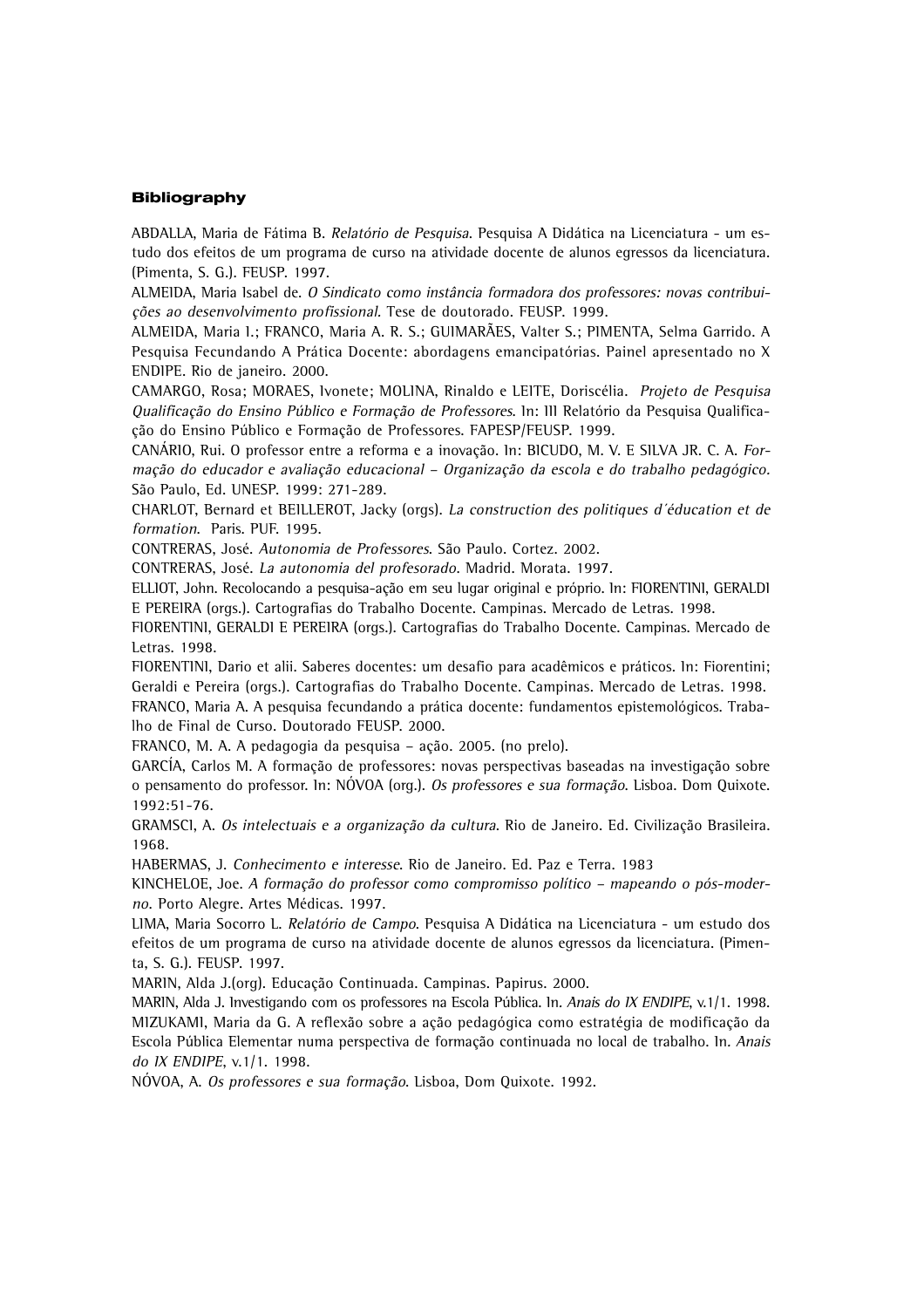**Bibliography**

ABDALLA, Maria de Fátima B. *Relatório de Pesquisa*. Pesquisa A Didática na Licenciatura - um estudo dos efeitos de um programa de curso na atividade docente de alunos egressos da licenciatura. (Pimenta, S. G.). FEUSP. 1997.

ALMEIDA, Maria Isabel de. *O Sindicato como instância formadora dos professores: novas contribuições ao desenvolvimento profissional*. Tese de doutorado. FEUSP. 1999.

ALMEIDA, Maria I.; FRANCO, Maria A. R. S.; GUIMARÃES, Valter S.; PIMENTA, Selma Garrido. A Pesquisa Fecundando A Prática Docente: abordagens emancipatórias. Painel apresentado no X ENDIPE. Rio de janeiro. 2000.

CAMARGO, Rosa; MORAES, Ivonete; MOLINA, Rinaldo e LEITE, Doriscélia. *Projeto de Pesquisa Qualificação do Ensino Público e Formação de Professores*. In: III Relatório da Pesquisa Qualificação do Ensino Público e Formação de Professores. FAPESP/FEUSP. 1999.

CANÁRIO, Rui. O professor entre a reforma e a inovação. In: BICUDO, M. V. E SILVA JR. C. A. *Formação do educador e avaliação educacional – Organização da escola e do trabalho pedagógico*. São Paulo, Ed. UNESP. 1999: 271-289.

CHARLOT, Bernard et BEILLEROT, Jacky (orgs). *La construction des politiques d´éducation et de formation*. Paris. PUF. 1995.

CONTRERAS, José. *Autonomia de Professores*. São Paulo. Cortez. 2002.

CONTRERAS, José. *La autonomia del profesorado*. Madrid. Morata. 1997.

ELLIOT, John. Recolocando a pesquisa-ação em seu lugar original e próprio. In: FIORENTINI, GERALDI E PEREIRA (orgs.). Cartografias do Trabalho Docente. Campinas. Mercado de Letras. 1998.

FIORENTINI, GERALDI E PEREIRA (orgs.). Cartografias do Trabalho Docente. Campinas. Mercado de Letras. 1998.

FIORENTINI, Dario et alii. Saberes docentes: um desafio para acadêmicos e práticos. In: Fiorentini; Geraldi e Pereira (orgs.). Cartografias do Trabalho Docente. Campinas. Mercado de Letras. 1998.

FRANCO, Maria A. A pesquisa fecundando a prática docente: fundamentos epistemológicos. Trabalho de Final de Curso. Doutorado FEUSP. 2000.

FRANCO, M. A. A pedagogia da pesquisa – ação. 2005. (no prelo).

GARCÍA, Carlos M. A formação de professores: novas perspectivas baseadas na investigação sobre o pensamento do professor. In: NÓVOA (org.). *Os professores e sua formação*. Lisboa. Dom Quixote. 1992:51-76.

GRAMSCI, A. *Os intelectuais e a organização da cultura*. Rio de Janeiro. Ed. Civilização Brasileira. 1968.

HABERMAS, J. *Conhecimento e interesse*. Rio de Janeiro. Ed. Paz e Terra. 1983

KINCHELOE, Joe. *A formação do professor como compromisso político – mapeando o pós-moderno*. Porto Alegre. Artes Médicas. 1997.

LIMA, Maria Socorro L. *Relatório de Campo*. Pesquisa A Didática na Licenciatura - um estudo dos efeitos de um programa de curso na atividade docente de alunos egressos da licenciatura. (Pimenta, S. G.). FEUSP. 1997.

MARIN, Alda J.(org). Educação Continuada. Campinas. Papirus. 2000.

MARIN, Alda J. Investigando com os professores na Escola Pública. In. *Anais do IX ENDIPE*, v.1/1. 1998.

MIZUKAMI, Maria da G. A reflexão sobre a ação pedagógica como estratégia de modificação da Escola Pública Elementar numa perspectiva de formação continuada no local de trabalho. In. *Anais do IX ENDIPE*, v.1/1. 1998.

NÓVOA, A. *Os professores e sua formação*. Lisboa, Dom Quixote. 1992.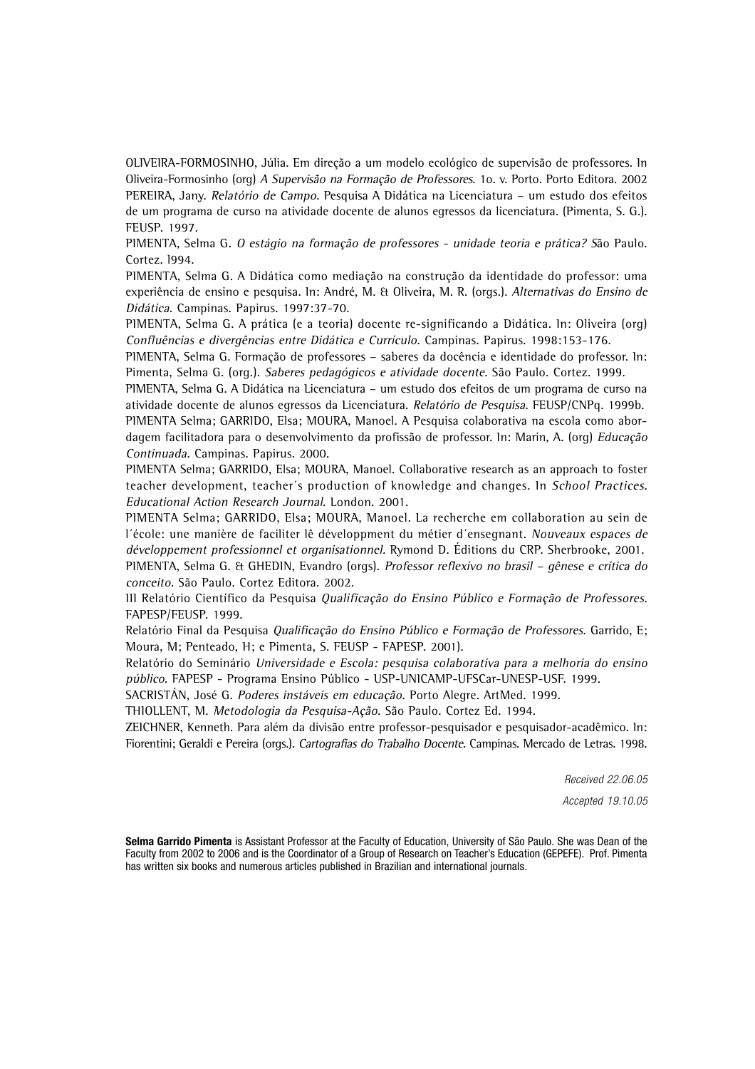OLIVEIRA-FORMOSINHO, Júlia. Em direção a um modelo ecológico de supervisão de professores. In Oliveira-Formosinho (org) *A Supervisão na Formação de Professores*. 1o. v. Porto. Porto Editora. 2002

PEREIRA, Jany. *Relatório de Campo*. Pesquisa A Didática na Licenciatura – um estudo dos efeitos de um programa de curso na atividade docente de alunos egressos da licenciatura. (Pimenta, S. G.). FEUSP. 1997.

PIMENTA, Selma G. *O estágio na formação de professores - unidade teoria e prática? S*ão Paulo. Cortez. l994.

PIMENTA, Selma G. A Didática como mediação na construção da identidade do professor: uma experiência de ensino e pesquisa. In: André, M. & Oliveira, M. R. (orgs.). *Alternativas do Ensino de Didática*. Campinas. Papirus. 1997:37-70.

PIMENTA, Selma G. A prática (e a teoria) docente re-significando a Didática. In: Oliveira (org) *Confluências e divergências entre Didática e Currículo*. Campinas. Papirus. 1998:153-176.

PIMENTA, Selma G. Formação de professores – saberes da docência e identidade do professor. In: Pimenta, Selma G. (org.). *Saberes pedagógicos e atividade docente*. São Paulo. Cortez. 1999.

PIMENTA, Selma G. A Didática na Licenciatura – um estudo dos efeitos de um programa de curso na atividade docente de alunos egressos da Licenciatura. *Relatório de Pesquisa*. FEUSP/CNPq. 1999b.

PIMENTA Selma; GARRIDO, Elsa; MOURA, Manoel. A Pesquisa colaborativa na escola como abordagem facilitadora para o desenvolvimento da profissão de professor. In: Marin, A. (org) *Educação Continuada*. Campinas. Papirus. 2000.

PIMENTA Selma; GARRIDO, Elsa; MOURA, Manoel. Collaborative research as an approach to foster teacher development, teacher´s production of knowledge and changes. In *School Practices. Educational Action Research Journal*. London. 2001.

PIMENTA Selma; GARRIDO, Elsa; MOURA, Manoel. La recherche em collaboration au sein de l´école: une manière de faciliter lê développment du métier d´ensegnant. *Nouveaux espaces de développement professionnel et organisationnel*. Rymond D. Éditions du CRP. Sherbrooke, 2001.

PIMENTA, Selma G. & GHEDIN, Evandro (orgs). *Professor reflexivo no brasil – gênese e crítica do conceito*. São Paulo. Cortez Editora. 2002.

III Relatório Científico da Pesquisa *Qualificação do Ensino Público e Formação de Professores*. FAPESP/FEUSP. 1999.

Relatório Final da Pesquisa *Qualificação do Ensino Público e Formação de Professores.* Garrido, E; Moura, M; Penteado, H; e Pimenta, S. FEUSP - FAPESP. 2001).

Relatório do Seminário *Universidade e Escola: pesquisa colaborativa para a melhoria do ensino público.* FAPESP - Programa Ensino Público - USP-UNICAMP-UFSCar-UNESP-USF. 1999.

SACRISTÁN, José G. *Poderes instáveis em educação.* Porto Alegre. ArtMed. 1999.

THIOLLENT, M. *Metodologia da Pesquisa-Ação*. São Paulo. Cortez Ed. 1994.

ZEICHNER, Kenneth. Para além da divisão entre professor-pesquisador e pesquisador-acadêmico. In: Fiorentini; Geraldi e Pereira (orgs.). *Cartografias do Trabalho Docente*. Campinas. Mercado de Letras. 1998.

*Received 22.06.05*

*Accepted 19.10.05*

**Selma Garrido Pimenta** is Assistant Professor at the Faculty of Education, University of São Paulo. She was Dean of the Faculty from 2002 to 2006 and is the Coordinator of a Group of Research on Teacher's Education (GEPEFE). Prof. Pimenta has written six books and numerous articles published in Brazilian and international journals.